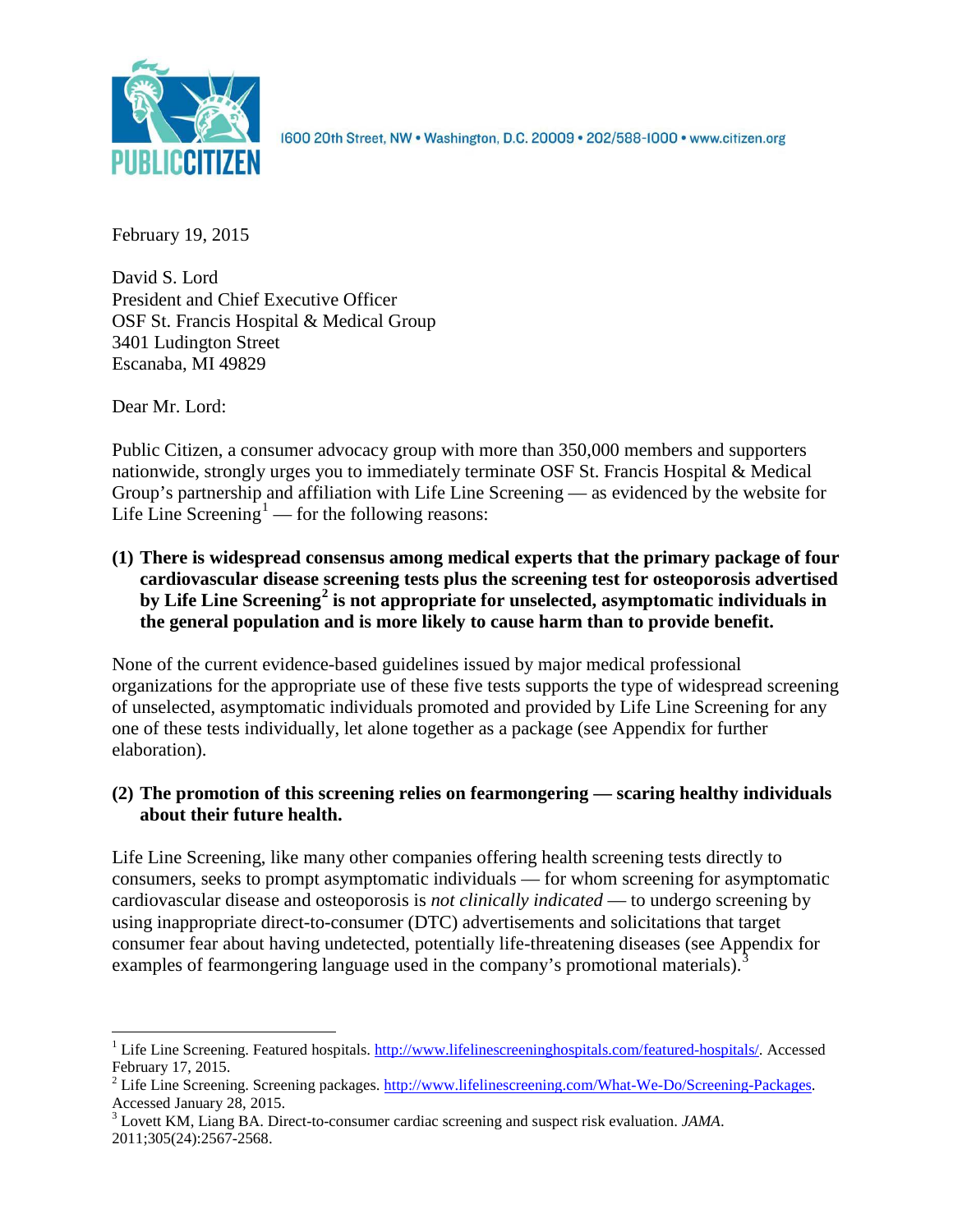1600 20th Street, NW • Washington, D.C. 20009 • 202/588-1000 • www.citizen.org

February 19, 2015

David S. Lord
President and Chief Executive Officer
OSF St. Francis Hospital & Medical Group
3401 Ludington Street
Escanaba, MI 49829

Dear Mr. Lord:

Public Citizen, a consumer advocacy group with more than 350,000 members and supporters nationwide, strongly urges you to immediately terminate OSF St. Francis Hospital & Medical Group's partnership and affiliation with Life Line Screening — as evidenced by the website for Life Line Screening[1] — for the following reasons:

**(1) There is widespread consensus among medical experts that the primary package of four cardiovascular disease screening tests plus the screening test for osteoporosis advertised by Life Line Screening[2] is not appropriate for unselected, asymptomatic individuals in the general population and is more likely to cause harm than to provide benefit.**

None of the current evidence-based guidelines issued by major medical professional organizations for the appropriate use of these five tests supports the type of widespread screening of unselected, asymptomatic individuals promoted and provided by Life Line Screening for any one of these tests individually, let alone together as a package (see Appendix for further elaboration).

**(2) The promotion of this screening relies on fearmongering — scaring healthy individuals about their future health.**

Life Line Screening, like many other companies offering health screening tests directly to consumers, seeks to prompt asymptomatic individuals — for whom screening for asymptomatic cardiovascular disease and osteoporosis is *not clinically indicated* — to undergo screening by using inappropriate direct-to-consumer (DTC) advertisements and solicitations that target consumer fear about having undetected, potentially life-threatening diseases (see Appendix for examples of fearmongering language used in the company's promotional materials).[3]

---

[1] Life Line Screening. Featured hospitals. http://www.lifelinescreeninghospitals.com/featured-hospitals/. Accessed February 17, 2015.

[2] Life Line Screening. Screening packages. http://www.lifelinescreening.com/What-We-Do/Screening-Packages. Accessed January 28, 2015.

[3] Lovett KM, Liang BA. Direct-to-consumer cardiac screening and suspect risk evaluation. *JAMA*. 2011;305(24):2567-2568.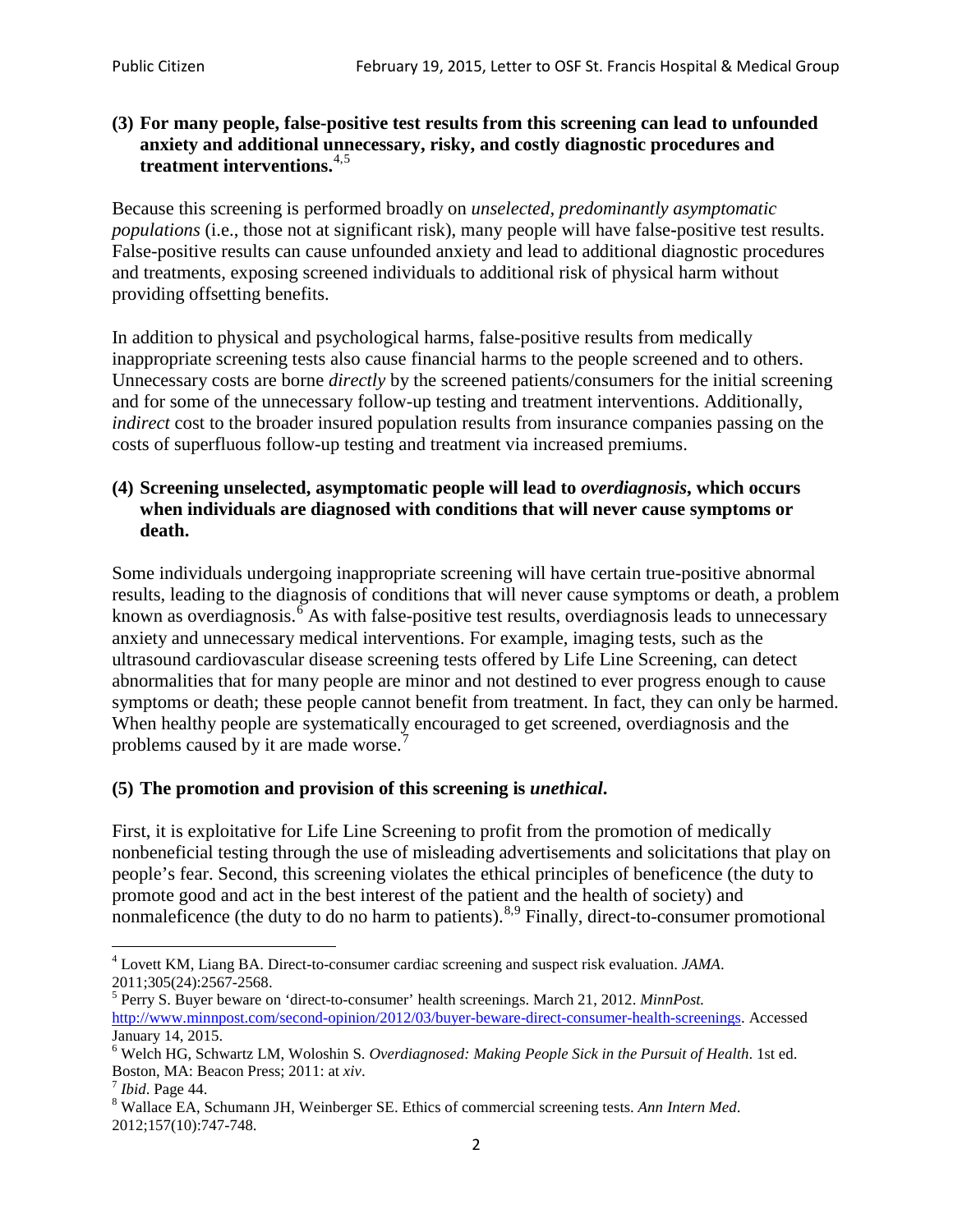**(3) For many people, false-positive test results from this screening can lead to unfounded anxiety and additional unnecessary, risky, and costly diagnostic procedures and treatment interventions.**[4,5]

Because this screening is performed broadly on *unselected, predominantly asymptomatic populations* (i.e., those not at significant risk), many people will have false-positive test results. False-positive results can cause unfounded anxiety and lead to additional diagnostic procedures and treatments, exposing screened individuals to additional risk of physical harm without providing offsetting benefits.

In addition to physical and psychological harms, false-positive results from medically inappropriate screening tests also cause financial harms to the people screened and to others. Unnecessary costs are borne *directly* by the screened patients/consumers for the initial screening and for some of the unnecessary follow-up testing and treatment interventions. Additionally, *indirect* cost to the broader insured population results from insurance companies passing on the costs of superfluous follow-up testing and treatment via increased premiums.

**(4) Screening unselected, asymptomatic people will lead to *overdiagnosis*, which occurs when individuals are diagnosed with conditions that will never cause symptoms or death.**

Some individuals undergoing inappropriate screening will have certain true-positive abnormal results, leading to the diagnosis of conditions that will never cause symptoms or death, a problem known as overdiagnosis.[6] As with false-positive test results, overdiagnosis leads to unnecessary anxiety and unnecessary medical interventions. For example, imaging tests, such as the ultrasound cardiovascular disease screening tests offered by Life Line Screening, can detect abnormalities that for many people are minor and not destined to ever progress enough to cause symptoms or death; these people cannot benefit from treatment. In fact, they can only be harmed. When healthy people are systematically encouraged to get screened, overdiagnosis and the problems caused by it are made worse.[7]

**(5) The promotion and provision of this screening is *unethical*.**

First, it is exploitative for Life Line Screening to profit from the promotion of medically nonbeneficial testing through the use of misleading advertisements and solicitations that play on people's fear. Second, this screening violates the ethical principles of beneficence (the duty to promote good and act in the best interest of the patient and the health of society) and nonmaleficence (the duty to do no harm to patients).[8,9] Finally, direct-to-consumer promotional

---

[4] Lovett KM, Liang BA. Direct-to-consumer cardiac screening and suspect risk evaluation. *JAMA*. 2011;305(24):2567-2568.

[5] Perry S. Buyer beware on 'direct-to-consumer' health screenings. March 21, 2012. *MinnPost.* http://www.minnpost.com/second-opinion/2012/03/buyer-beware-direct-consumer-health-screenings. Accessed January 14, 2015.

[6] Welch HG, Schwartz LM, Woloshin S. *Overdiagnosed: Making People Sick in the Pursuit of Health*. 1st ed. Boston, MA: Beacon Press; 2011: at *xiv*.

[7] *Ibid*. Page 44.

[8] Wallace EA, Schumann JH, Weinberger SE. Ethics of commercial screening tests. *Ann Intern Med*. 2012;157(10):747-748.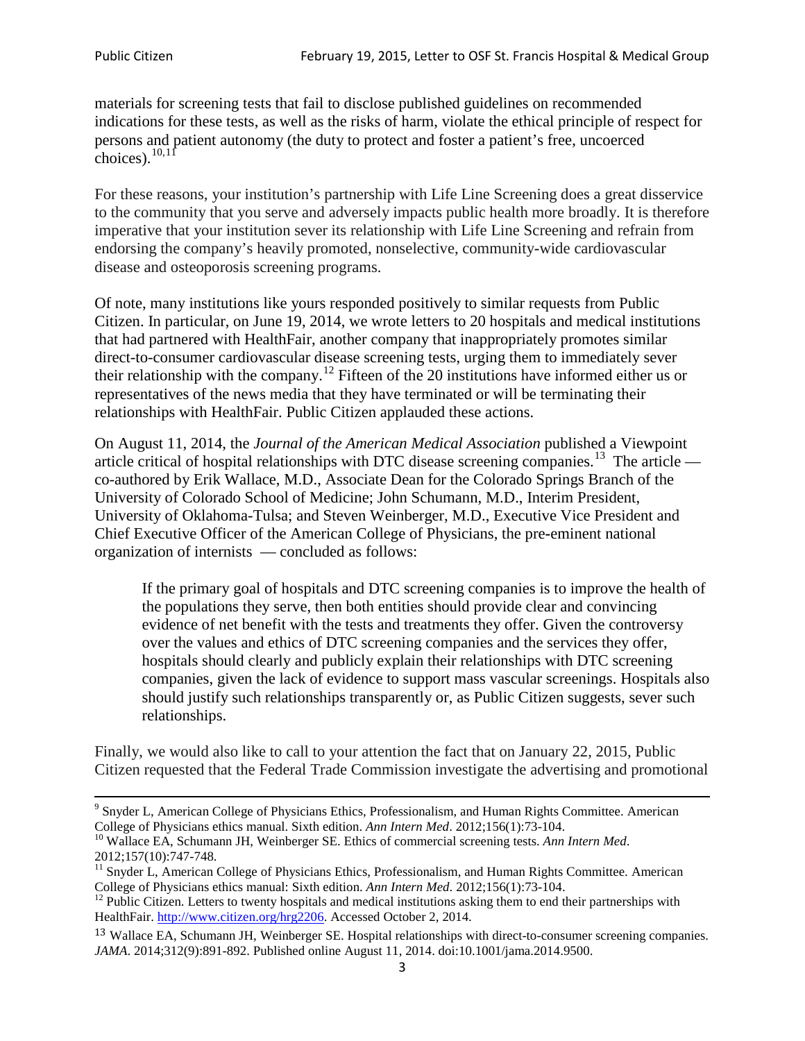materials for screening tests that fail to disclose published guidelines on recommended indications for these tests, as well as the risks of harm, violate the ethical principle of respect for persons and patient autonomy (the duty to protect and foster a patient's free, uncoerced choices).[10,11]

For these reasons, your institution's partnership with Life Line Screening does a great disservice to the community that you serve and adversely impacts public health more broadly. It is therefore imperative that your institution sever its relationship with Life Line Screening and refrain from endorsing the company's heavily promoted, nonselective, community-wide cardiovascular disease and osteoporosis screening programs.

Of note, many institutions like yours responded positively to similar requests from Public Citizen. In particular, on June 19, 2014, we wrote letters to 20 hospitals and medical institutions that had partnered with HealthFair, another company that inappropriately promotes similar direct-to-consumer cardiovascular disease screening tests, urging them to immediately sever their relationship with the company.[12] Fifteen of the 20 institutions have informed either us or representatives of the news media that they have terminated or will be terminating their relationships with HealthFair. Public Citizen applauded these actions.

On August 11, 2014, the *Journal of the American Medical Association* published a Viewpoint article critical of hospital relationships with DTC disease screening companies.[13] The article — co-authored by Erik Wallace, M.D., Associate Dean for the Colorado Springs Branch of the University of Colorado School of Medicine; John Schumann, M.D., Interim President, University of Oklahoma-Tulsa; and Steven Weinberger, M.D., Executive Vice President and Chief Executive Officer of the American College of Physicians, the pre-eminent national organization of internists — concluded as follows:

> If the primary goal of hospitals and DTC screening companies is to improve the health of the populations they serve, then both entities should provide clear and convincing evidence of net benefit with the tests and treatments they offer. Given the controversy over the values and ethics of DTC screening companies and the services they offer, hospitals should clearly and publicly explain their relationships with DTC screening companies, given the lack of evidence to support mass vascular screenings. Hospitals also should justify such relationships transparently or, as Public Citizen suggests, sever such relationships.

Finally, we would also like to call to your attention the fact that on January 22, 2015, Public Citizen requested that the Federal Trade Commission investigate the advertising and promotional

---

[9] Snyder L, American College of Physicians Ethics, Professionalism, and Human Rights Committee. American College of Physicians ethics manual. Sixth edition. *Ann Intern Med*. 2012;156(1):73-104.

[10] Wallace EA, Schumann JH, Weinberger SE. Ethics of commercial screening tests. *Ann Intern Med*. 2012;157(10):747-748.

[11] Snyder L, American College of Physicians Ethics, Professionalism, and Human Rights Committee. American College of Physicians ethics manual: Sixth edition. *Ann Intern Med*. 2012;156(1):73-104.

[12] Public Citizen. Letters to twenty hospitals and medical institutions asking them to end their partnerships with HealthFair. http://www.citizen.org/hrg2206. Accessed October 2, 2014.

[13] Wallace EA, Schumann JH, Weinberger SE. Hospital relationships with direct-to-consumer screening companies. *JAMA*. 2014;312(9):891-892. Published online August 11, 2014. doi:10.1001/jama.2014.9500.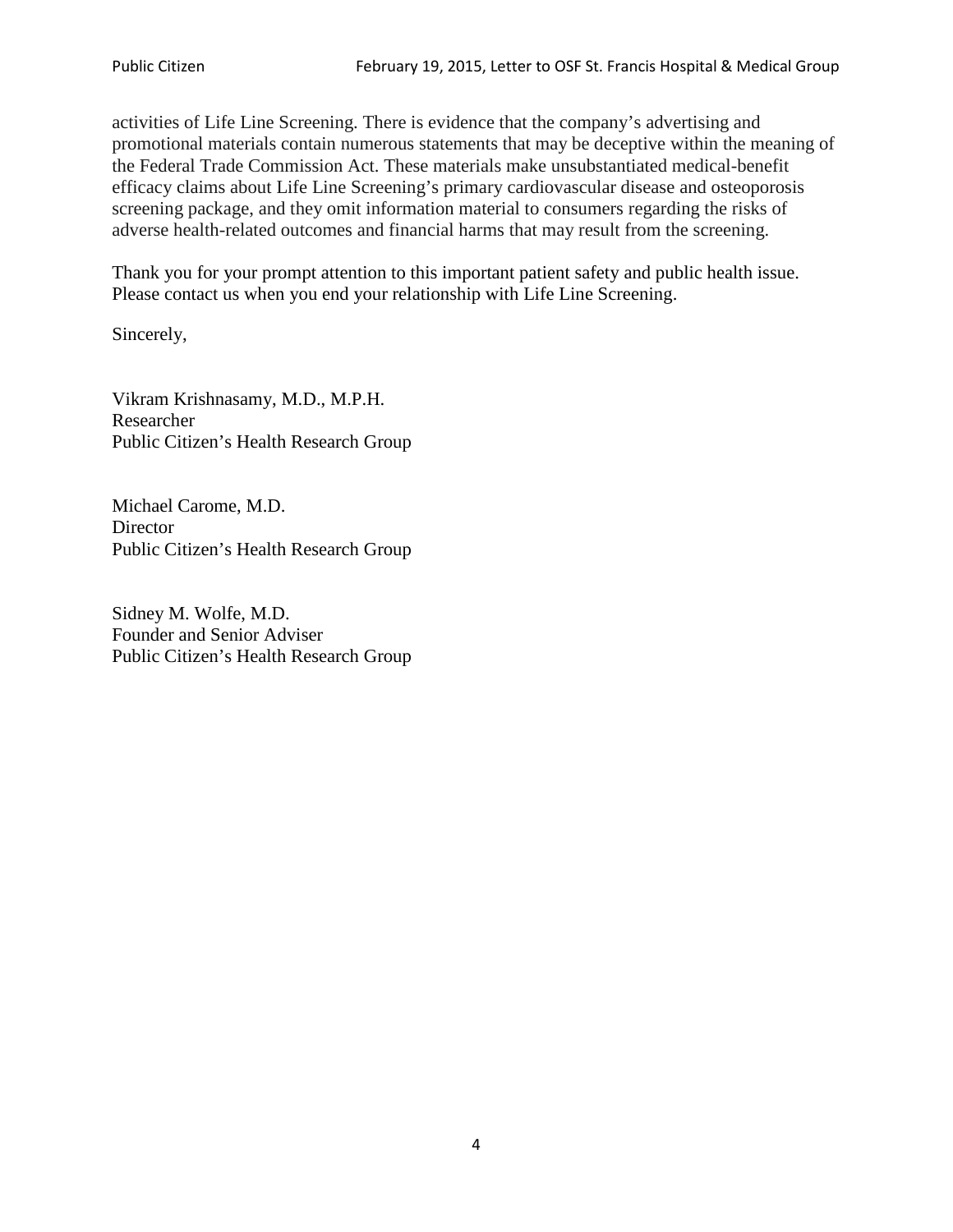activities of Life Line Screening. There is evidence that the company's advertising and promotional materials contain numerous statements that may be deceptive within the meaning of the Federal Trade Commission Act. These materials make unsubstantiated medical-benefit efficacy claims about Life Line Screening's primary cardiovascular disease and osteoporosis screening package, and they omit information material to consumers regarding the risks of adverse health-related outcomes and financial harms that may result from the screening.

Thank you for your prompt attention to this important patient safety and public health issue. Please contact us when you end your relationship with Life Line Screening.

Sincerely,

Vikram Krishnasamy, M.D., M.P.H.
Researcher
Public Citizen's Health Research Group

Michael Carome, M.D.
Director
Public Citizen's Health Research Group

Sidney M. Wolfe, M.D.
Founder and Senior Adviser
Public Citizen's Health Research Group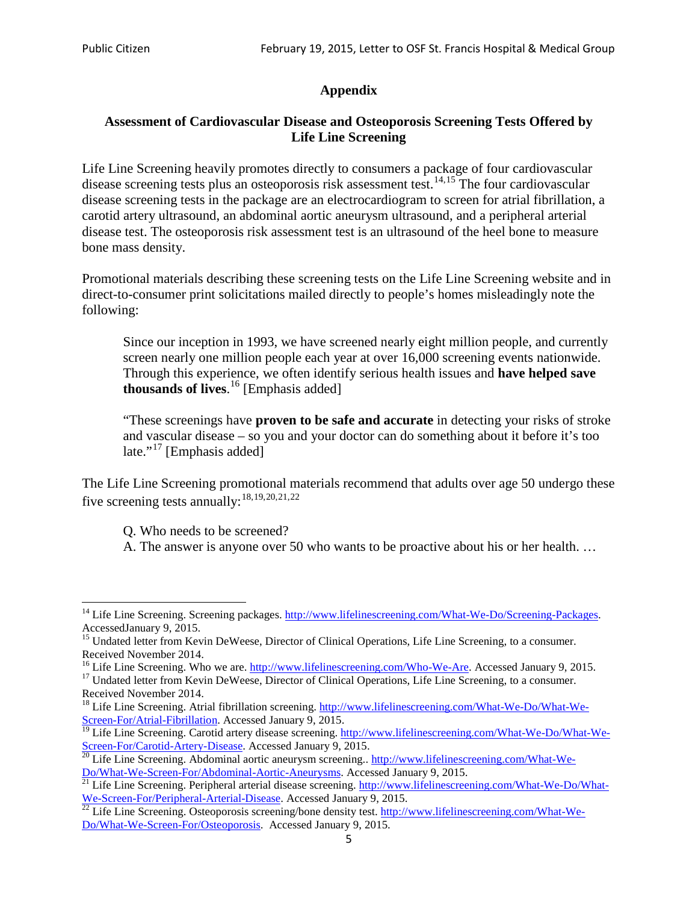## Appendix

### Assessment of Cardiovascular Disease and Osteoporosis Screening Tests Offered by Life Line Screening

Life Line Screening heavily promotes directly to consumers a package of four cardiovascular disease screening tests plus an osteoporosis risk assessment test.[14,15] The four cardiovascular disease screening tests in the package are an electrocardiogram to screen for atrial fibrillation, a carotid artery ultrasound, an abdominal aortic aneurysm ultrasound, and a peripheral arterial disease test. The osteoporosis risk assessment test is an ultrasound of the heel bone to measure bone mass density.

Promotional materials describing these screening tests on the Life Line Screening website and in direct-to-consumer print solicitations mailed directly to people's homes misleadingly note the following:

> Since our inception in 1993, we have screened nearly eight million people, and currently screen nearly one million people each year at over 16,000 screening events nationwide. Through this experience, we often identify serious health issues and **have helped save thousands of lives**.[16] [Emphasis added]
>
> "These screenings have **proven to be safe and accurate** in detecting your risks of stroke and vascular disease – so you and your doctor can do something about it before it's too late."[17] [Emphasis added]

The Life Line Screening promotional materials recommend that adults over age 50 undergo these five screening tests annually:[18,19,20,21,22]

> Q. Who needs to be screened?
> A. The answer is anyone over 50 who wants to be proactive about his or her health. …

---

[14] Life Line Screening. Screening packages. http://www.lifelinescreening.com/What-We-Do/Screening-Packages. AccessedJanuary 9, 2015.

[15] Undated letter from Kevin DeWeese, Director of Clinical Operations, Life Line Screening, to a consumer. Received November 2014.

[16] Life Line Screening. Who we are. http://www.lifelinescreening.com/Who-We-Are. Accessed January 9, 2015.

[17] Undated letter from Kevin DeWeese, Director of Clinical Operations, Life Line Screening, to a consumer. Received November 2014.

[18] Life Line Screening. Atrial fibrillation screening. http://www.lifelinescreening.com/What-We-Do/What-We-Screen-For/Atrial-Fibrillation. Accessed January 9, 2015.

[19] Life Line Screening. Carotid artery disease screening. http://www.lifelinescreening.com/What-We-Do/What-We-Screen-For/Carotid-Artery-Disease. Accessed January 9, 2015.

[20] Life Line Screening. Abdominal aortic aneurysm screening.. http://www.lifelinescreening.com/What-We-Do/What-We-Screen-For/Abdominal-Aortic-Aneurysms. Accessed January 9, 2015.

[21] Life Line Screening. Peripheral arterial disease screening. http://www.lifelinescreening.com/What-We-Do/What-We-Screen-For/Peripheral-Arterial-Disease. Accessed January 9, 2015.

[22] Life Line Screening. Osteoporosis screening/bone density test. http://www.lifelinescreening.com/What-We-Do/What-We-Screen-For/Osteoporosis. Accessed January 9, 2015.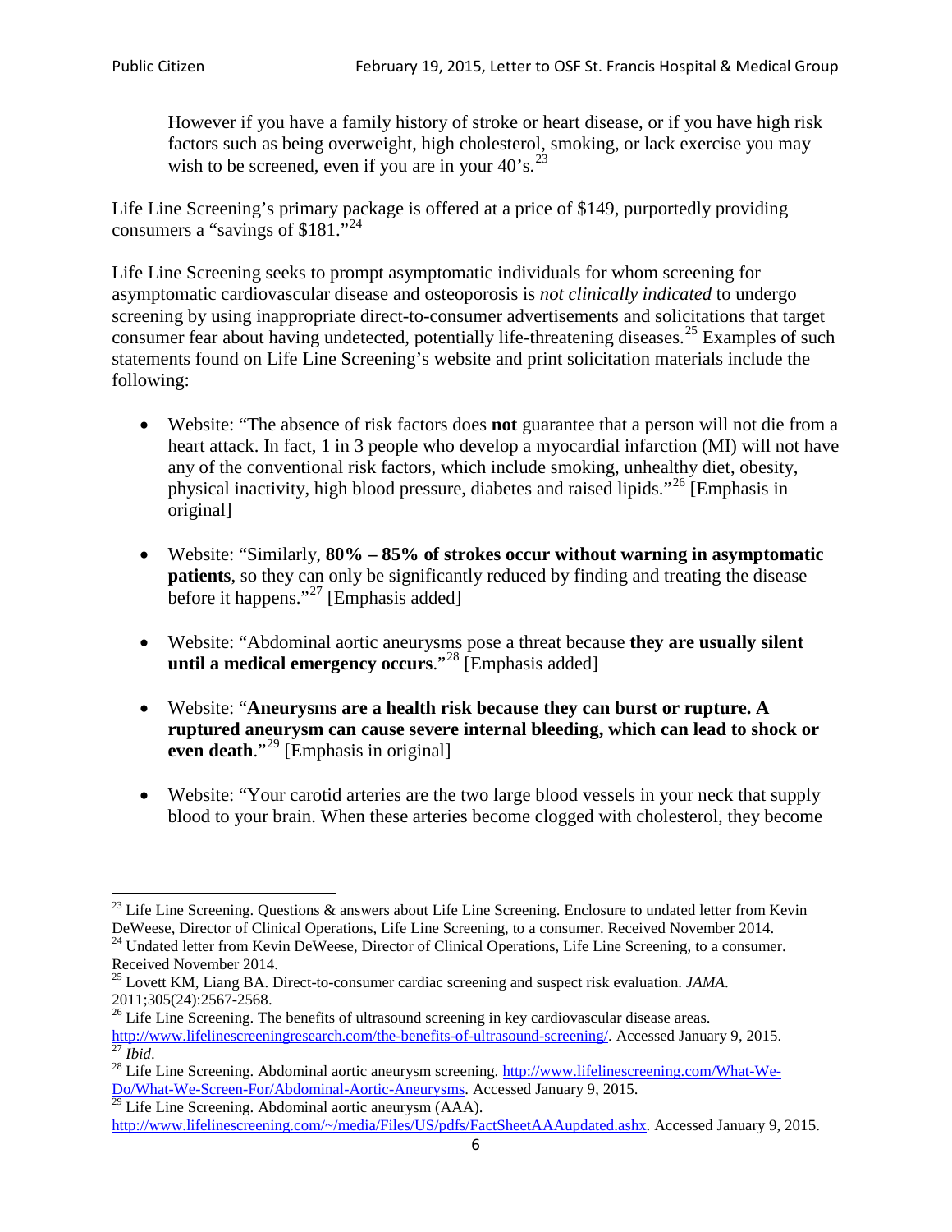> However if you have a family history of stroke or heart disease, or if you have high risk factors such as being overweight, high cholesterol, smoking, or lack exercise you may wish to be screened, even if you are in your 40's.[23]

Life Line Screening's primary package is offered at a price of $149, purportedly providing consumers a "savings of $181."[24]

Life Line Screening seeks to prompt asymptomatic individuals for whom screening for asymptomatic cardiovascular disease and osteoporosis is *not clinically indicated* to undergo screening by using inappropriate direct-to-consumer advertisements and solicitations that target consumer fear about having undetected, potentially life-threatening diseases.[25] Examples of such statements found on Life Line Screening's website and print solicitation materials include the following:

- Website: "The absence of risk factors does **not** guarantee that a person will not die from a heart attack. In fact, 1 in 3 people who develop a myocardial infarction (MI) will not have any of the conventional risk factors, which include smoking, unhealthy diet, obesity, physical inactivity, high blood pressure, diabetes and raised lipids."[26] [Emphasis in original]

- Website: "Similarly, **80% – 85% of strokes occur without warning in asymptomatic patients**, so they can only be significantly reduced by finding and treating the disease before it happens."[27] [Emphasis added]

- Website: "Abdominal aortic aneurysms pose a threat because **they are usually silent until a medical emergency occurs**."[28] [Emphasis added]

- Website: "**Aneurysms are a health risk because they can burst or rupture. A ruptured aneurysm can cause severe internal bleeding, which can lead to shock or even death**."[29] [Emphasis in original]

- Website: "Your carotid arteries are the two large blood vessels in your neck that supply blood to your brain. When these arteries become clogged with cholesterol, they become

---

[23] Life Line Screening. Questions & answers about Life Line Screening. Enclosure to undated letter from Kevin DeWeese, Director of Clinical Operations, Life Line Screening, to a consumer. Received November 2014.

[24] Undated letter from Kevin DeWeese, Director of Clinical Operations, Life Line Screening, to a consumer. Received November 2014.

[25] Lovett KM, Liang BA. Direct-to-consumer cardiac screening and suspect risk evaluation. *JAMA*. 2011;305(24):2567-2568.

[26] Life Line Screening. The benefits of ultrasound screening in key cardiovascular disease areas. http://www.lifelinescreeningresearch.com/the-benefits-of-ultrasound-screening/. Accessed January 9, 2015.

[27] *Ibid*.

[28] Life Line Screening. Abdominal aortic aneurysm screening. http://www.lifelinescreening.com/What-We-Do/What-We-Screen-For/Abdominal-Aortic-Aneurysms. Accessed January 9, 2015.

[29] Life Line Screening. Abdominal aortic aneurysm (AAA). http://www.lifelinescreening.com/~/media/Files/US/pdfs/FactSheetAAAupdated.ashx. Accessed January 9, 2015.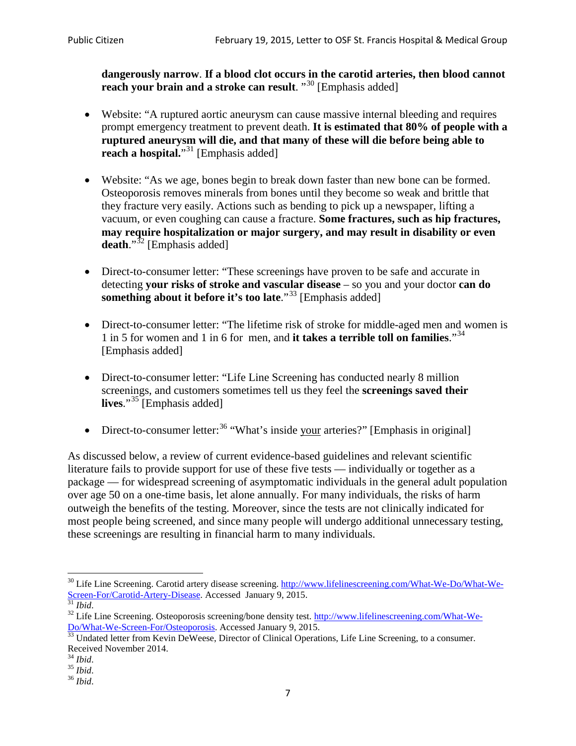**dangerously narrow**. **If a blood clot occurs in the carotid arteries, then blood cannot reach your brain and a stroke can result**. "[30] [Emphasis added]

- Website: "A ruptured aortic aneurysm can cause massive internal bleeding and requires prompt emergency treatment to prevent death. **It is estimated that 80% of people with a ruptured aneurysm will die, and that many of these will die before being able to reach a hospital.**"[31] [Emphasis added]

- Website: "As we age, bones begin to break down faster than new bone can be formed. Osteoporosis removes minerals from bones until they become so weak and brittle that they fracture very easily. Actions such as bending to pick up a newspaper, lifting a vacuum, or even coughing can cause a fracture. **Some fractures, such as hip fractures, may require hospitalization or major surgery, and may result in disability or even death**."[32] [Emphasis added]

- Direct-to-consumer letter: "These screenings have proven to be safe and accurate in detecting **your risks of stroke and vascular disease** – so you and your doctor **can do something about it before it's too late**."[33] [Emphasis added]

- Direct-to-consumer letter: "The lifetime risk of stroke for middle-aged men and women is 1 in 5 for women and 1 in 6 for men, and **it takes a terrible toll on families**."[34] [Emphasis added]

- Direct-to-consumer letter: "Life Line Screening has conducted nearly 8 million screenings, and customers sometimes tell us they feel the **screenings saved their lives**."[35] [Emphasis added]

- Direct-to-consumer letter:[36] "What's inside <u>your</u> arteries?" [Emphasis in original]

As discussed below, a review of current evidence-based guidelines and relevant scientific literature fails to provide support for use of these five tests — individually or together as a package — for widespread screening of asymptomatic individuals in the general adult population over age 50 on a one-time basis, let alone annually. For many individuals, the risks of harm outweigh the benefits of the testing. Moreover, since the tests are not clinically indicated for most people being screened, and since many people will undergo additional unnecessary testing, these screenings are resulting in financial harm to many individuals.

---

[30] Life Line Screening. Carotid artery disease screening. http://www.lifelinescreening.com/What-We-Do/What-We-Screen-For/Carotid-Artery-Disease. Accessed January 9, 2015.
[31] *Ibid*.
[32] Life Line Screening. Osteoporosis screening/bone density test. http://www.lifelinescreening.com/What-We-Do/What-We-Screen-For/Osteoporosis. Accessed January 9, 2015.
[33] Undated letter from Kevin DeWeese, Director of Clinical Operations, Life Line Screening, to a consumer. Received November 2014.
[34] *Ibid*.
[35] *Ibid*.
[36] *Ibid*.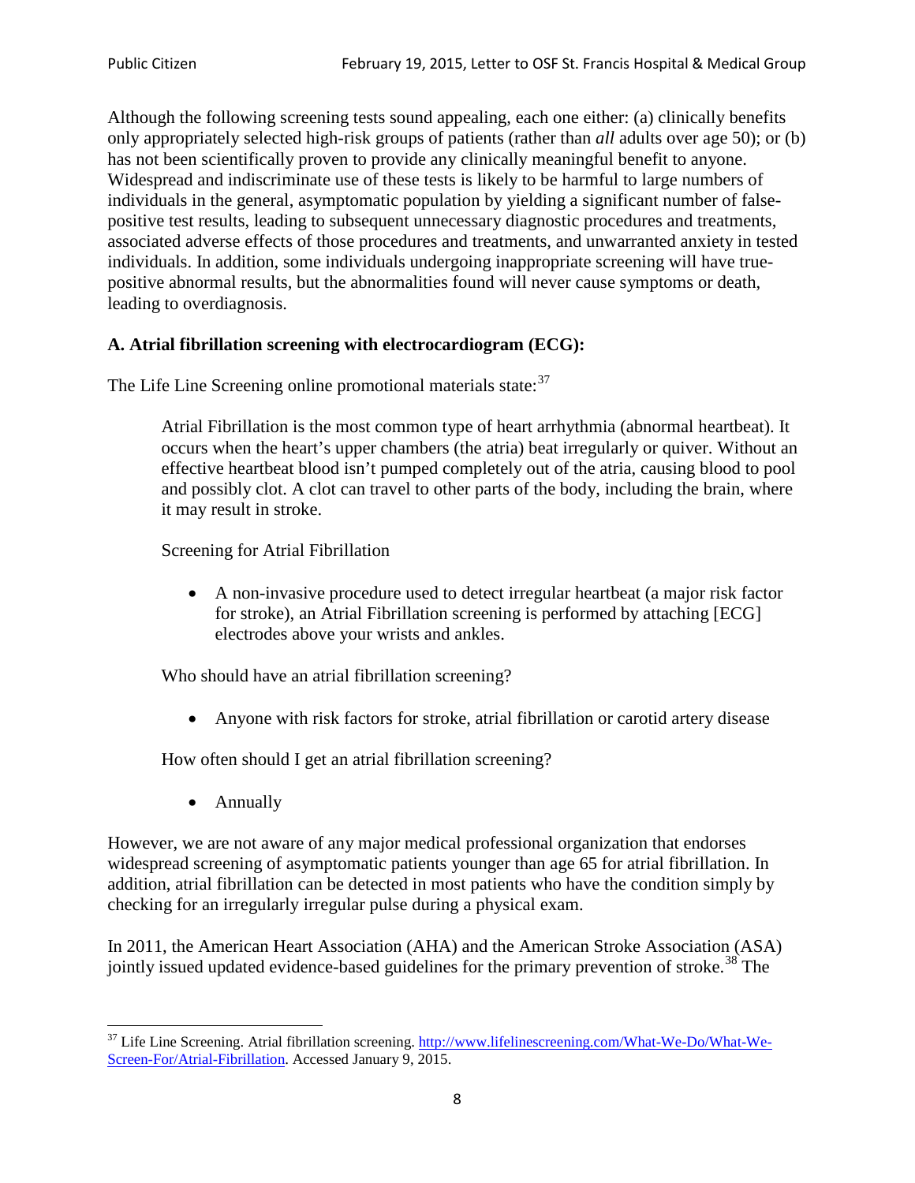Although the following screening tests sound appealing, each one either: (a) clinically benefits only appropriately selected high-risk groups of patients (rather than *all* adults over age 50); or (b) has not been scientifically proven to provide any clinically meaningful benefit to anyone. Widespread and indiscriminate use of these tests is likely to be harmful to large numbers of individuals in the general, asymptomatic population by yielding a significant number of false-positive test results, leading to subsequent unnecessary diagnostic procedures and treatments, associated adverse effects of those procedures and treatments, and unwarranted anxiety in tested individuals. In addition, some individuals undergoing inappropriate screening will have true-positive abnormal results, but the abnormalities found will never cause symptoms or death, leading to overdiagnosis.

**A. Atrial fibrillation screening with electrocardiogram (ECG):**

The Life Line Screening online promotional materials state:[37]

> Atrial Fibrillation is the most common type of heart arrhythmia (abnormal heartbeat). It occurs when the heart's upper chambers (the atria) beat irregularly or quiver. Without an effective heartbeat blood isn't pumped completely out of the atria, causing blood to pool and possibly clot. A clot can travel to other parts of the body, including the brain, where it may result in stroke.
>
> Screening for Atrial Fibrillation
>
> - A non-invasive procedure used to detect irregular heartbeat (a major risk factor for stroke), an Atrial Fibrillation screening is performed by attaching [ECG] electrodes above your wrists and ankles.
>
> Who should have an atrial fibrillation screening?
>
> - Anyone with risk factors for stroke, atrial fibrillation or carotid artery disease
>
> How often should I get an atrial fibrillation screening?
>
> - Annually

However, we are not aware of any major medical professional organization that endorses widespread screening of asymptomatic patients younger than age 65 for atrial fibrillation. In addition, atrial fibrillation can be detected in most patients who have the condition simply by checking for an irregularly irregular pulse during a physical exam.

In 2011, the American Heart Association (AHA) and the American Stroke Association (ASA) jointly issued updated evidence-based guidelines for the primary prevention of stroke.[38] The

---

[37] Life Line Screening. Atrial fibrillation screening. http://www.lifelinescreening.com/What-We-Do/What-We-Screen-For/Atrial-Fibrillation. Accessed January 9, 2015.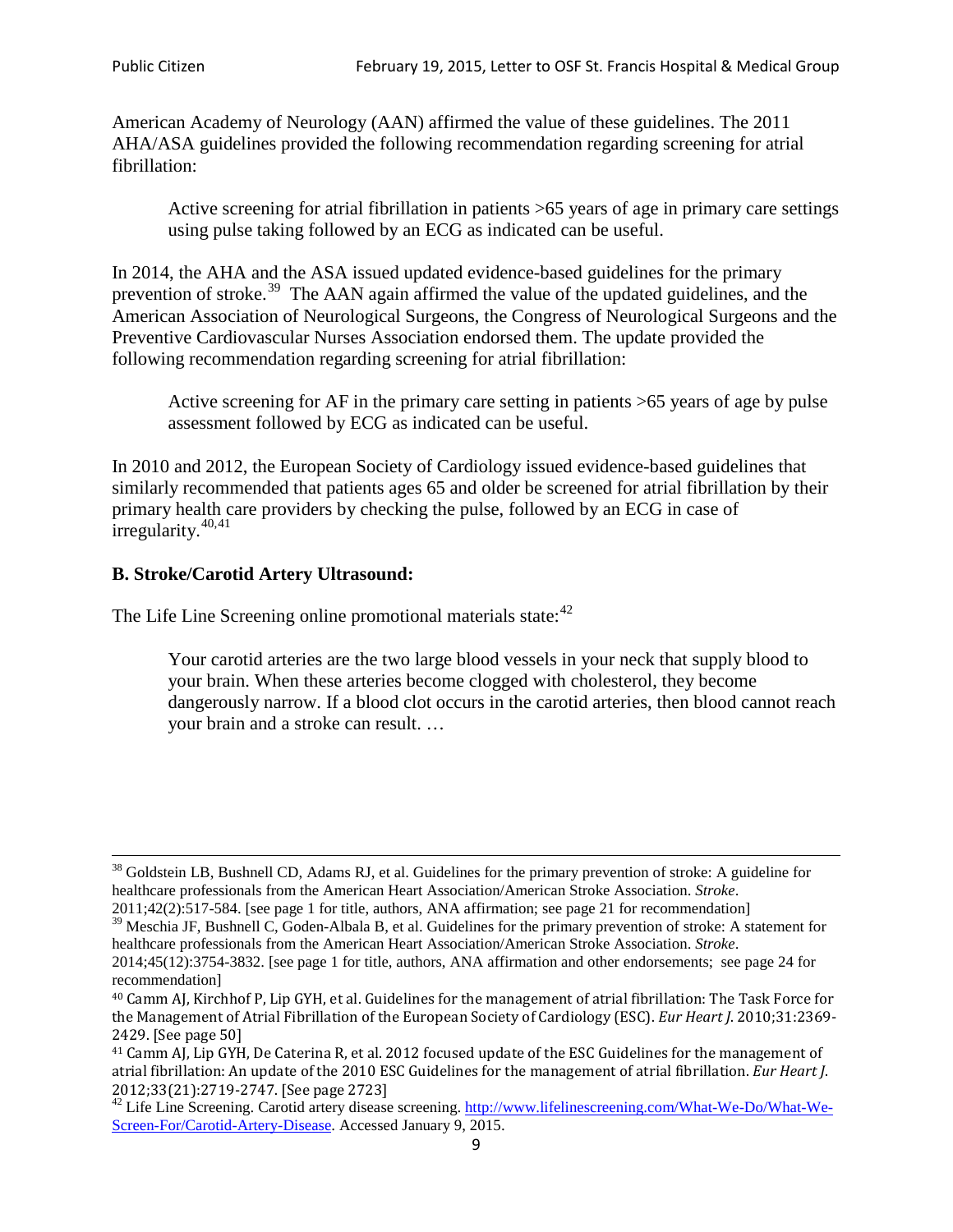American Academy of Neurology (AAN) affirmed the value of these guidelines. The 2011 AHA/ASA guidelines provided the following recommendation regarding screening for atrial fibrillation:

> Active screening for atrial fibrillation in patients >65 years of age in primary care settings using pulse taking followed by an ECG as indicated can be useful.

In 2014, the AHA and the ASA issued updated evidence-based guidelines for the primary prevention of stroke.[39] The AAN again affirmed the value of the updated guidelines, and the American Association of Neurological Surgeons, the Congress of Neurological Surgeons and the Preventive Cardiovascular Nurses Association endorsed them. The update provided the following recommendation regarding screening for atrial fibrillation:

> Active screening for AF in the primary care setting in patients >65 years of age by pulse assessment followed by ECG as indicated can be useful.

In 2010 and 2012, the European Society of Cardiology issued evidence-based guidelines that similarly recommended that patients ages 65 and older be screened for atrial fibrillation by their primary health care providers by checking the pulse, followed by an ECG in case of irregularity.[40,41]

**B. Stroke/Carotid Artery Ultrasound:**

The Life Line Screening online promotional materials state:[42]

> Your carotid arteries are the two large blood vessels in your neck that supply blood to your brain. When these arteries become clogged with cholesterol, they become dangerously narrow. If a blood clot occurs in the carotid arteries, then blood cannot reach your brain and a stroke can result. …

---

[38] Goldstein LB, Bushnell CD, Adams RJ, et al. Guidelines for the primary prevention of stroke: A guideline for healthcare professionals from the American Heart Association/American Stroke Association. *Stroke*. 2011;42(2):517-584. [see page 1 for title, authors, ANA affirmation; see page 21 for recommendation]

[39] Meschia JF, Bushnell C, Goden-Albala B, et al. Guidelines for the primary prevention of stroke: A statement for healthcare professionals from the American Heart Association/American Stroke Association. *Stroke*. 2014;45(12):3754-3832. [see page 1 for title, authors, ANA affirmation and other endorsements; see page 24 for recommendation]

[40] Camm AJ, Kirchhof P, Lip GYH, et al. Guidelines for the management of atrial fibrillation: The Task Force for the Management of Atrial Fibrillation of the European Society of Cardiology (ESC). *Eur Heart J*. 2010;31:2369-2429. [See page 50]

[41] Camm AJ, Lip GYH, De Caterina R, et al. 2012 focused update of the ESC Guidelines for the management of atrial fibrillation: An update of the 2010 ESC Guidelines for the management of atrial fibrillation. *Eur Heart J*. 2012;33(21):2719-2747. [See page 2723]

[42] Life Line Screening. Carotid artery disease screening. http://www.lifelinescreening.com/What-We-Do/What-We-Screen-For/Carotid-Artery-Disease. Accessed January 9, 2015.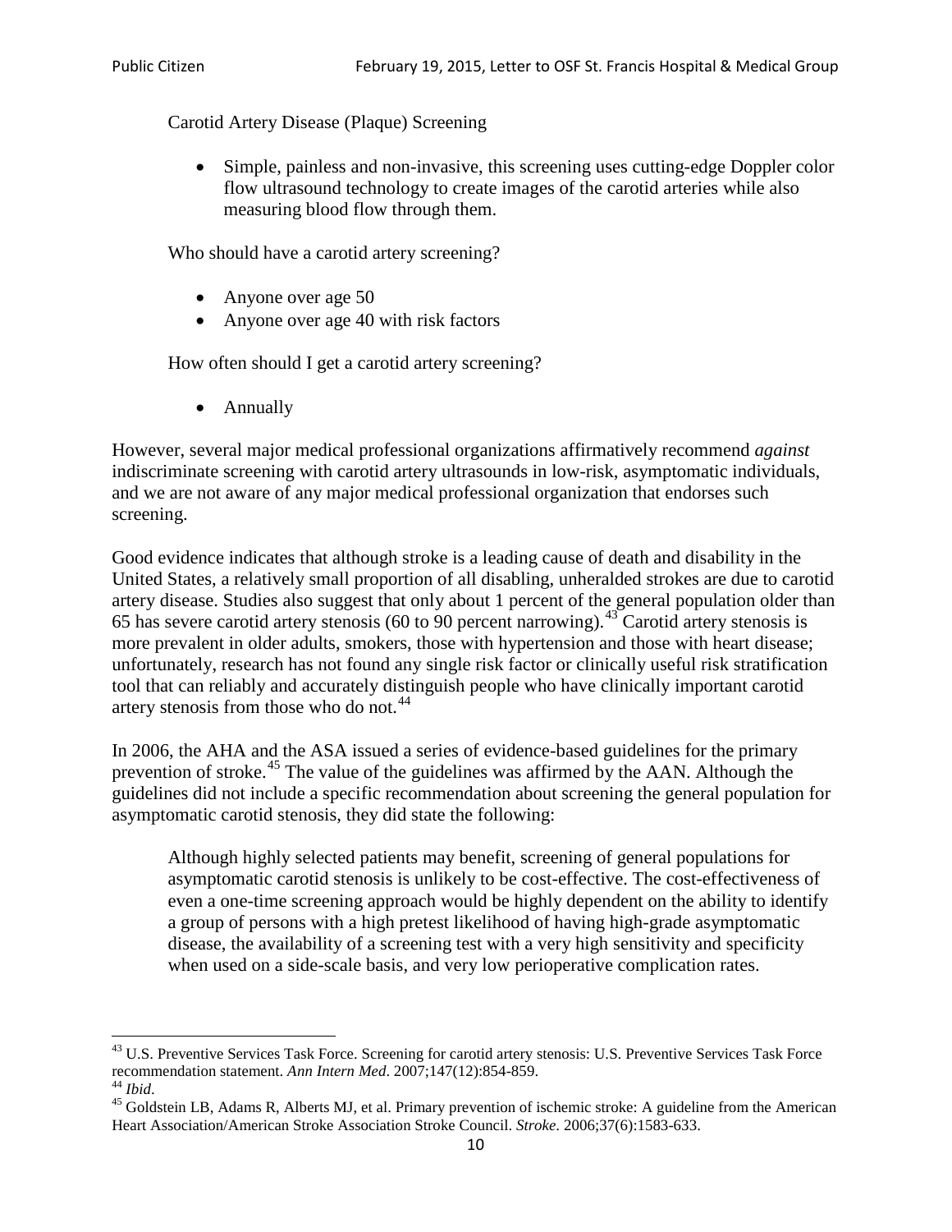Carotid Artery Disease (Plaque) Screening

- Simple, painless and non-invasive, this screening uses cutting-edge Doppler color flow ultrasound technology to create images of the carotid arteries while also measuring blood flow through them.

Who should have a carotid artery screening?

- Anyone over age 50
- Anyone over age 40 with risk factors

How often should I get a carotid artery screening?

- Annually

However, several major medical professional organizations affirmatively recommend *against* indiscriminate screening with carotid artery ultrasounds in low-risk, asymptomatic individuals, and we are not aware of any major medical professional organization that endorses such screening.

Good evidence indicates that although stroke is a leading cause of death and disability in the United States, a relatively small proportion of all disabling, unheralded strokes are due to carotid artery disease. Studies also suggest that only about 1 percent of the general population older than 65 has severe carotid artery stenosis (60 to 90 percent narrowing).[43] Carotid artery stenosis is more prevalent in older adults, smokers, those with hypertension and those with heart disease; unfortunately, research has not found any single risk factor or clinically useful risk stratification tool that can reliably and accurately distinguish people who have clinically important carotid artery stenosis from those who do not.[44]

In 2006, the AHA and the ASA issued a series of evidence-based guidelines for the primary prevention of stroke.[45] The value of the guidelines was affirmed by the AAN. Although the guidelines did not include a specific recommendation about screening the general population for asymptomatic carotid stenosis, they did state the following:

> Although highly selected patients may benefit, screening of general populations for asymptomatic carotid stenosis is unlikely to be cost-effective. The cost-effectiveness of even a one-time screening approach would be highly dependent on the ability to identify a group of persons with a high pretest likelihood of having high-grade asymptomatic disease, the availability of a screening test with a very high sensitivity and specificity when used on a side-scale basis, and very low perioperative complication rates.

---

[43] U.S. Preventive Services Task Force. Screening for carotid artery stenosis: U.S. Preventive Services Task Force recommendation statement. *Ann Intern Med*. 2007;147(12):854-859.

[44] *Ibid*.

[45] Goldstein LB, Adams R, Alberts MJ, et al. Primary prevention of ischemic stroke: A guideline from the American Heart Association/American Stroke Association Stroke Council. *Stroke*. 2006;37(6):1583-633.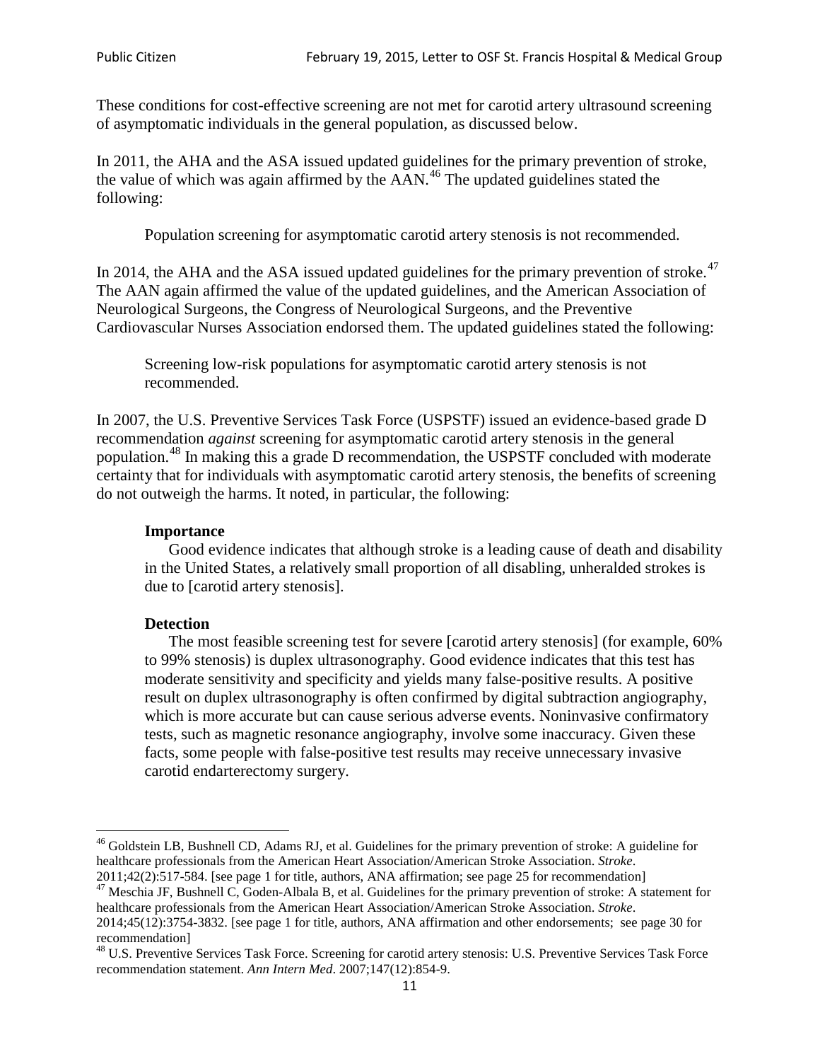These conditions for cost-effective screening are not met for carotid artery ultrasound screening of asymptomatic individuals in the general population, as discussed below.

In 2011, the AHA and the ASA issued updated guidelines for the primary prevention of stroke, the value of which was again affirmed by the AAN.[46] The updated guidelines stated the following:

> Population screening for asymptomatic carotid artery stenosis is not recommended.

In 2014, the AHA and the ASA issued updated guidelines for the primary prevention of stroke.[47] The AAN again affirmed the value of the updated guidelines, and the American Association of Neurological Surgeons, the Congress of Neurological Surgeons, and the Preventive Cardiovascular Nurses Association endorsed them. The updated guidelines stated the following:

> Screening low-risk populations for asymptomatic carotid artery stenosis is not recommended.

In 2007, the U.S. Preventive Services Task Force (USPSTF) issued an evidence-based grade D recommendation *against* screening for asymptomatic carotid artery stenosis in the general population.[48] In making this a grade D recommendation, the USPSTF concluded with moderate certainty that for individuals with asymptomatic carotid artery stenosis, the benefits of screening do not outweigh the harms. It noted, in particular, the following:

> **Importance**
>
> Good evidence indicates that although stroke is a leading cause of death and disability in the United States, a relatively small proportion of all disabling, unheralded strokes is due to [carotid artery stenosis].
>
> **Detection**
>
> The most feasible screening test for severe [carotid artery stenosis] (for example, 60% to 99% stenosis) is duplex ultrasonography. Good evidence indicates that this test has moderate sensitivity and specificity and yields many false-positive results. A positive result on duplex ultrasonography is often confirmed by digital subtraction angiography, which is more accurate but can cause serious adverse events. Noninvasive confirmatory tests, such as magnetic resonance angiography, involve some inaccuracy. Given these facts, some people with false-positive test results may receive unnecessary invasive carotid endarterectomy surgery.

---

[46] Goldstein LB, Bushnell CD, Adams RJ, et al. Guidelines for the primary prevention of stroke: A guideline for healthcare professionals from the American Heart Association/American Stroke Association. *Stroke*. 2011;42(2):517-584. [see page 1 for title, authors, ANA affirmation; see page 25 for recommendation]

[47] Meschia JF, Bushnell C, Goden-Albala B, et al. Guidelines for the primary prevention of stroke: A statement for healthcare professionals from the American Heart Association/American Stroke Association. *Stroke*. 2014;45(12):3754-3832. [see page 1 for title, authors, ANA affirmation and other endorsements; see page 30 for recommendation]

[48] U.S. Preventive Services Task Force. Screening for carotid artery stenosis: U.S. Preventive Services Task Force recommendation statement. *Ann Intern Med*. 2007;147(12):854-9.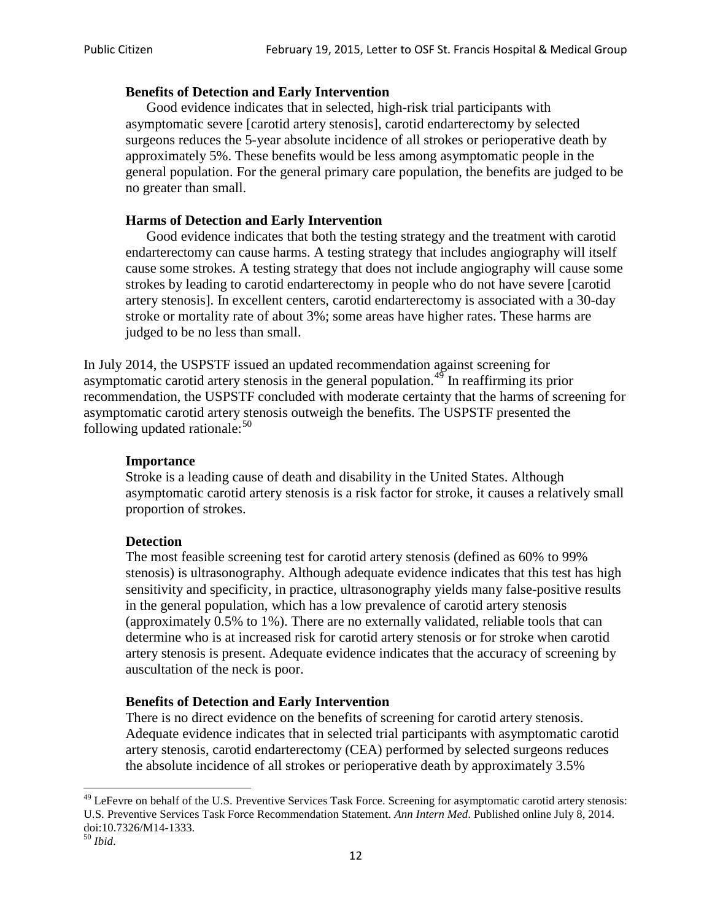> **Benefits of Detection and Early Intervention**
> Good evidence indicates that in selected, high-risk trial participants with asymptomatic severe [carotid artery stenosis], carotid endarterectomy by selected surgeons reduces the 5-year absolute incidence of all strokes or perioperative death by approximately 5%. These benefits would be less among asymptomatic people in the general population. For the general primary care population, the benefits are judged to be no greater than small.
>
> **Harms of Detection and Early Intervention**
> Good evidence indicates that both the testing strategy and the treatment with carotid endarterectomy can cause harms. A testing strategy that includes angiography will itself cause some strokes. A testing strategy that does not include angiography will cause some strokes by leading to carotid endarterectomy in people who do not have severe [carotid artery stenosis]. In excellent centers, carotid endarterectomy is associated with a 30-day stroke or mortality rate of about 3%; some areas have higher rates. These harms are judged to be no less than small.

In July 2014, the USPSTF issued an updated recommendation against screening for asymptomatic carotid artery stenosis in the general population.[49] In reaffirming its prior recommendation, the USPSTF concluded with moderate certainty that the harms of screening for asymptomatic carotid artery stenosis outweigh the benefits. The USPSTF presented the following updated rationale:[50]

> **Importance**
> Stroke is a leading cause of death and disability in the United States. Although asymptomatic carotid artery stenosis is a risk factor for stroke, it causes a relatively small proportion of strokes.
>
> **Detection**
> The most feasible screening test for carotid artery stenosis (defined as 60% to 99% stenosis) is ultrasonography. Although adequate evidence indicates that this test has high sensitivity and specificity, in practice, ultrasonography yields many false-positive results in the general population, which has a low prevalence of carotid artery stenosis (approximately 0.5% to 1%). There are no externally validated, reliable tools that can determine who is at increased risk for carotid artery stenosis or for stroke when carotid artery stenosis is present. Adequate evidence indicates that the accuracy of screening by auscultation of the neck is poor.
>
> **Benefits of Detection and Early Intervention**
> There is no direct evidence on the benefits of screening for carotid artery stenosis. Adequate evidence indicates that in selected trial participants with asymptomatic carotid artery stenosis, carotid endarterectomy (CEA) performed by selected surgeons reduces the absolute incidence of all strokes or perioperative death by approximately 3.5%

---

[49] LeFevre on behalf of the U.S. Preventive Services Task Force. Screening for asymptomatic carotid artery stenosis: U.S. Preventive Services Task Force Recommendation Statement. *Ann Intern Med*. Published online July 8, 2014. doi:10.7326/M14-1333.

[50] *Ibid*.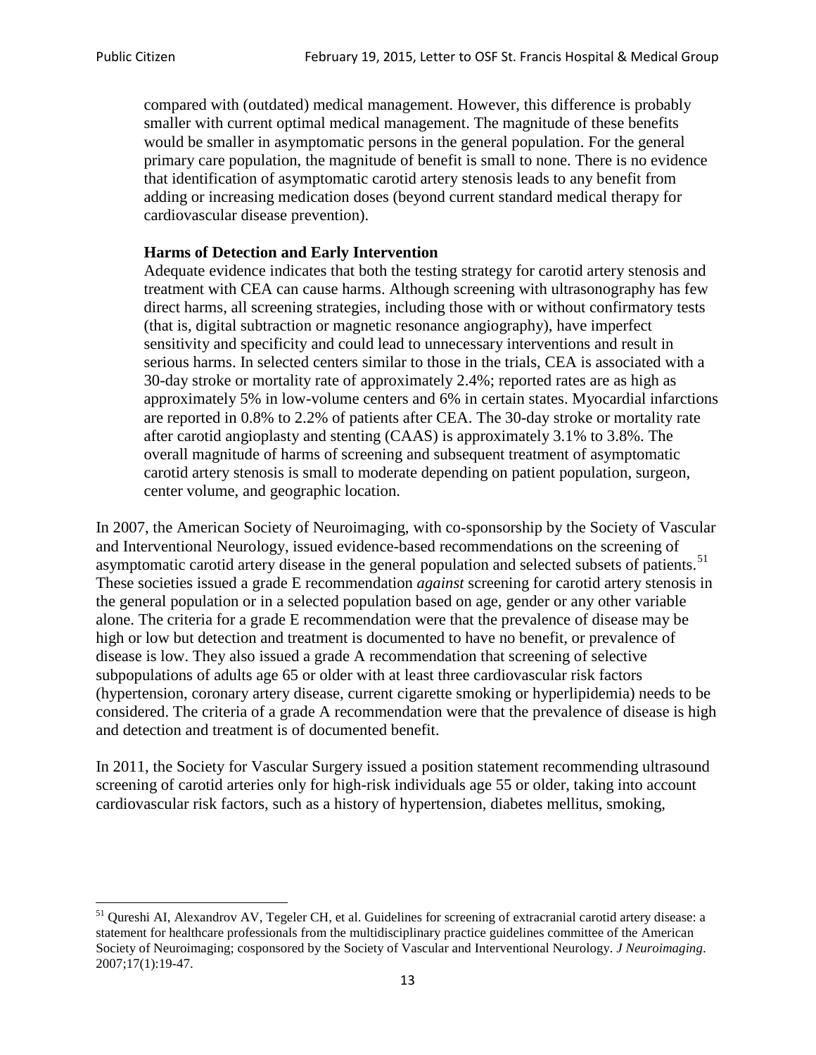> compared with (outdated) medical management. However, this difference is probably smaller with current optimal medical management. The magnitude of these benefits would be smaller in asymptomatic persons in the general population. For the general primary care population, the magnitude of benefit is small to none. There is no evidence that identification of asymptomatic carotid artery stenosis leads to any benefit from adding or increasing medication doses (beyond current standard medical therapy for cardiovascular disease prevention).
>
> **Harms of Detection and Early Intervention**
> Adequate evidence indicates that both the testing strategy for carotid artery stenosis and treatment with CEA can cause harms. Although screening with ultrasonography has few direct harms, all screening strategies, including those with or without confirmatory tests (that is, digital subtraction or magnetic resonance angiography), have imperfect sensitivity and specificity and could lead to unnecessary interventions and result in serious harms. In selected centers similar to those in the trials, CEA is associated with a 30-day stroke or mortality rate of approximately 2.4%; reported rates are as high as approximately 5% in low-volume centers and 6% in certain states. Myocardial infarctions are reported in 0.8% to 2.2% of patients after CEA. The 30-day stroke or mortality rate after carotid angioplasty and stenting (CAAS) is approximately 3.1% to 3.8%. The overall magnitude of harms of screening and subsequent treatment of asymptomatic carotid artery stenosis is small to moderate depending on patient population, surgeon, center volume, and geographic location.

In 2007, the American Society of Neuroimaging, with co-sponsorship by the Society of Vascular and Interventional Neurology, issued evidence-based recommendations on the screening of asymptomatic carotid artery disease in the general population and selected subsets of patients.[51] These societies issued a grade E recommendation *against* screening for carotid artery stenosis in the general population or in a selected population based on age, gender or any other variable alone. The criteria for a grade E recommendation were that the prevalence of disease may be high or low but detection and treatment is documented to have no benefit, or prevalence of disease is low. They also issued a grade A recommendation that screening of selective subpopulations of adults age 65 or older with at least three cardiovascular risk factors (hypertension, coronary artery disease, current cigarette smoking or hyperlipidemia) needs to be considered. The criteria of a grade A recommendation were that the prevalence of disease is high and detection and treatment is of documented benefit.

In 2011, the Society for Vascular Surgery issued a position statement recommending ultrasound screening of carotid arteries only for high-risk individuals age 55 or older, taking into account cardiovascular risk factors, such as a history of hypertension, diabetes mellitus, smoking,

---

[51] Qureshi AI, Alexandrov AV, Tegeler CH, et al. Guidelines for screening of extracranial carotid artery disease: a statement for healthcare professionals from the multidisciplinary practice guidelines committee of the American Society of Neuroimaging; cosponsored by the Society of Vascular and Interventional Neurology. *J Neuroimaging*. 2007;17(1):19-47.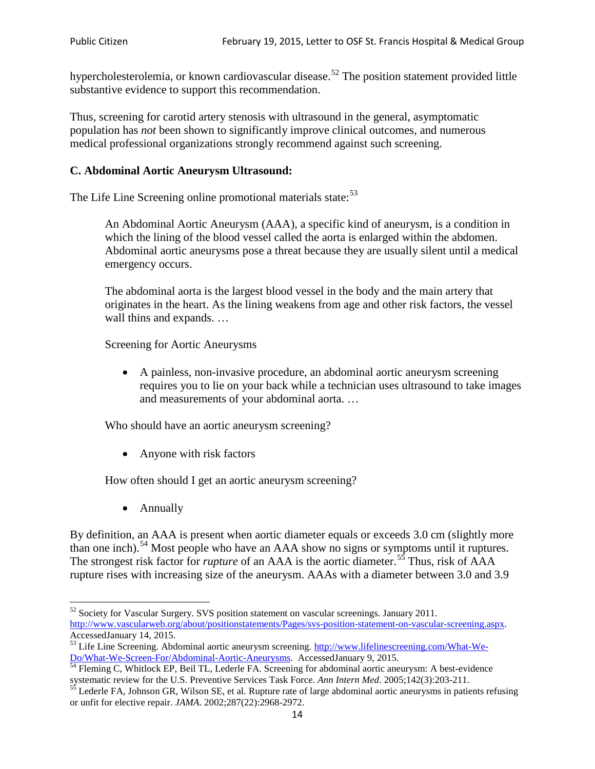hypercholesterolemia, or known cardiovascular disease.[52] The position statement provided little substantive evidence to support this recommendation.

Thus, screening for carotid artery stenosis with ultrasound in the general, asymptomatic population has *not* been shown to significantly improve clinical outcomes, and numerous medical professional organizations strongly recommend against such screening.

### C. Abdominal Aortic Aneurysm Ultrasound:

The Life Line Screening online promotional materials state:[53]

> An Abdominal Aortic Aneurysm (AAA), a specific kind of aneurysm, is a condition in which the lining of the blood vessel called the aorta is enlarged within the abdomen. Abdominal aortic aneurysms pose a threat because they are usually silent until a medical emergency occurs.
>
> The abdominal aorta is the largest blood vessel in the body and the main artery that originates in the heart. As the lining weakens from age and other risk factors, the vessel wall thins and expands. …
>
> Screening for Aortic Aneurysms
>
> - A painless, non-invasive procedure, an abdominal aortic aneurysm screening requires you to lie on your back while a technician uses ultrasound to take images and measurements of your abdominal aorta. …
>
> Who should have an aortic aneurysm screening?
>
> - Anyone with risk factors
>
> How often should I get an aortic aneurysm screening?
>
> - Annually

By definition, an AAA is present when aortic diameter equals or exceeds 3.0 cm (slightly more than one inch).[54] Most people who have an AAA show no signs or symptoms until it ruptures. The strongest risk factor for *rupture* of an AAA is the aortic diameter.[55] Thus, risk of AAA rupture rises with increasing size of the aneurysm. AAAs with a diameter between 3.0 and 3.9

---

[52] Society for Vascular Surgery. SVS position statement on vascular screenings. January 2011. http://www.vascularweb.org/about/positionstatements/Pages/svs-position-statement-on-vascular-screening.aspx. AccessedJanuary 14, 2015.

[53] Life Line Screening. Abdominal aortic aneurysm screening. http://www.lifelinescreening.com/What-We-Do/What-We-Screen-For/Abdominal-Aortic-Aneurysms. AccessedJanuary 9, 2015.

[54] Fleming C, Whitlock EP, Beil TL, Lederle FA. Screening for abdominal aortic aneurysm: A best-evidence systematic review for the U.S. Preventive Services Task Force. *Ann Intern Med*. 2005;142(3):203-211.

[55] Lederle FA, Johnson GR, Wilson SE, et al. Rupture rate of large abdominal aortic aneurysms in patients refusing or unfit for elective repair. *JAMA*. 2002;287(22):2968-2972.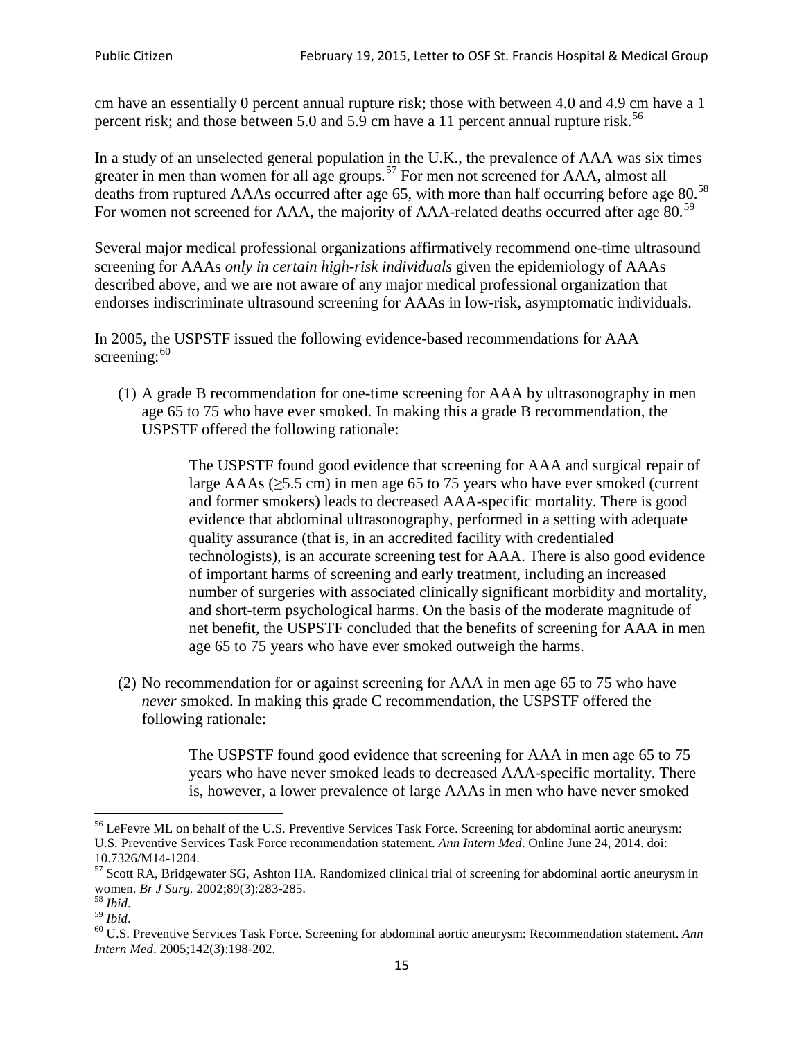cm have an essentially 0 percent annual rupture risk; those with between 4.0 and 4.9 cm have a 1 percent risk; and those between 5.0 and 5.9 cm have a 11 percent annual rupture risk.[56]

In a study of an unselected general population in the U.K., the prevalence of AAA was six times greater in men than women for all age groups.[57] For men not screened for AAA, almost all deaths from ruptured AAAs occurred after age 65, with more than half occurring before age 80.[58] For women not screened for AAA, the majority of AAA-related deaths occurred after age 80.[59]

Several major medical professional organizations affirmatively recommend one-time ultrasound screening for AAAs *only in certain high-risk individuals* given the epidemiology of AAAs described above, and we are not aware of any major medical professional organization that endorses indiscriminate ultrasound screening for AAAs in low-risk, asymptomatic individuals.

In 2005, the USPSTF issued the following evidence-based recommendations for AAA screening:[60]

(1) A grade B recommendation for one-time screening for AAA by ultrasonography in men age 65 to 75 who have ever smoked. In making this a grade B recommendation, the USPSTF offered the following rationale:

> The USPSTF found good evidence that screening for AAA and surgical repair of large AAAs (≥5.5 cm) in men age 65 to 75 years who have ever smoked (current and former smokers) leads to decreased AAA-specific mortality. There is good evidence that abdominal ultrasonography, performed in a setting with adequate quality assurance (that is, in an accredited facility with credentialed technologists), is an accurate screening test for AAA. There is also good evidence of important harms of screening and early treatment, including an increased number of surgeries with associated clinically significant morbidity and mortality, and short-term psychological harms. On the basis of the moderate magnitude of net benefit, the USPSTF concluded that the benefits of screening for AAA in men age 65 to 75 years who have ever smoked outweigh the harms.

(2) No recommendation for or against screening for AAA in men age 65 to 75 who have *never* smoked. In making this grade C recommendation, the USPSTF offered the following rationale:

> The USPSTF found good evidence that screening for AAA in men age 65 to 75 years who have never smoked leads to decreased AAA-specific mortality. There is, however, a lower prevalence of large AAAs in men who have never smoked

---

[56] LeFevre ML on behalf of the U.S. Preventive Services Task Force. Screening for abdominal aortic aneurysm: U.S. Preventive Services Task Force recommendation statement. *Ann Intern Med*. Online June 24, 2014. doi: 10.7326/M14-1204.

[57] Scott RA, Bridgewater SG, Ashton HA. Randomized clinical trial of screening for abdominal aortic aneurysm in women. *Br J Surg.* 2002;89(3):283-285.

[58] *Ibid*.

[59] *Ibid*.

[60] U.S. Preventive Services Task Force. Screening for abdominal aortic aneurysm: Recommendation statement. *Ann Intern Med*. 2005;142(3):198-202.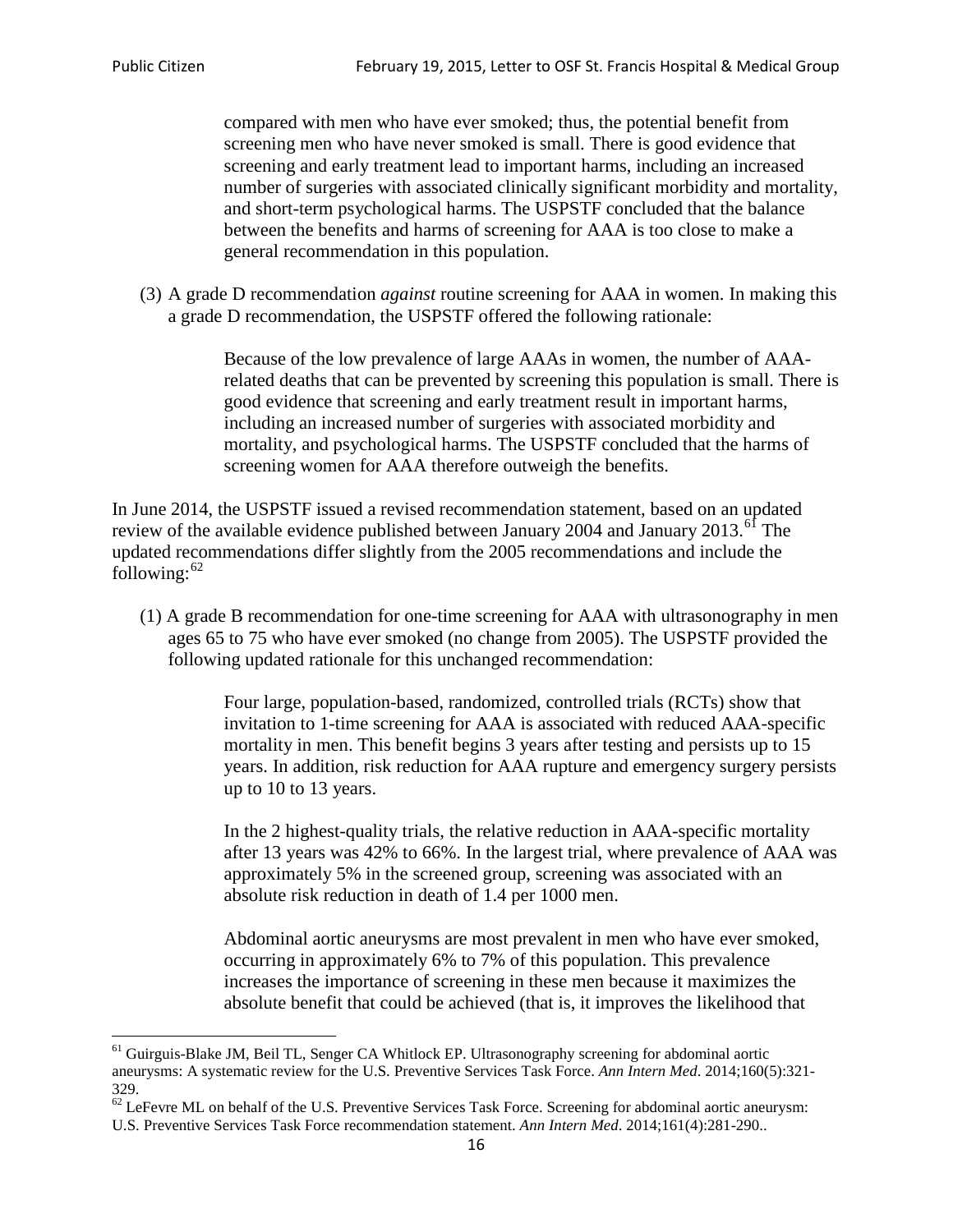> compared with men who have ever smoked; thus, the potential benefit from screening men who have never smoked is small. There is good evidence that screening and early treatment lead to important harms, including an increased number of surgeries with associated clinically significant morbidity and mortality, and short-term psychological harms. The USPSTF concluded that the balance between the benefits and harms of screening for AAA is too close to make a general recommendation in this population.

(3) A grade D recommendation *against* routine screening for AAA in women. In making this a grade D recommendation, the USPSTF offered the following rationale:

> Because of the low prevalence of large AAAs in women, the number of AAA-related deaths that can be prevented by screening this population is small. There is good evidence that screening and early treatment result in important harms, including an increased number of surgeries with associated morbidity and mortality, and psychological harms. The USPSTF concluded that the harms of screening women for AAA therefore outweigh the benefits.

In June 2014, the USPSTF issued a revised recommendation statement, based on an updated review of the available evidence published between January 2004 and January 2013.[61] The updated recommendations differ slightly from the 2005 recommendations and include the following:[62]

(1) A grade B recommendation for one-time screening for AAA with ultrasonography in men ages 65 to 75 who have ever smoked (no change from 2005). The USPSTF provided the following updated rationale for this unchanged recommendation:

> Four large, population-based, randomized, controlled trials (RCTs) show that invitation to 1-time screening for AAA is associated with reduced AAA-specific mortality in men. This benefit begins 3 years after testing and persists up to 15 years. In addition, risk reduction for AAA rupture and emergency surgery persists up to 10 to 13 years.
>
> In the 2 highest-quality trials, the relative reduction in AAA-specific mortality after 13 years was 42% to 66%. In the largest trial, where prevalence of AAA was approximately 5% in the screened group, screening was associated with an absolute risk reduction in death of 1.4 per 1000 men.
>
> Abdominal aortic aneurysms are most prevalent in men who have ever smoked, occurring in approximately 6% to 7% of this population. This prevalence increases the importance of screening in these men because it maximizes the absolute benefit that could be achieved (that is, it improves the likelihood that

---

[61] Guirguis-Blake JM, Beil TL, Senger CA Whitlock EP. Ultrasonography screening for abdominal aortic aneurysms: A systematic review for the U.S. Preventive Services Task Force. *Ann Intern Med*. 2014;160(5):321-329.

[62] LeFevre ML on behalf of the U.S. Preventive Services Task Force. Screening for abdominal aortic aneurysm: U.S. Preventive Services Task Force recommendation statement. *Ann Intern Med*. 2014;161(4):281-290..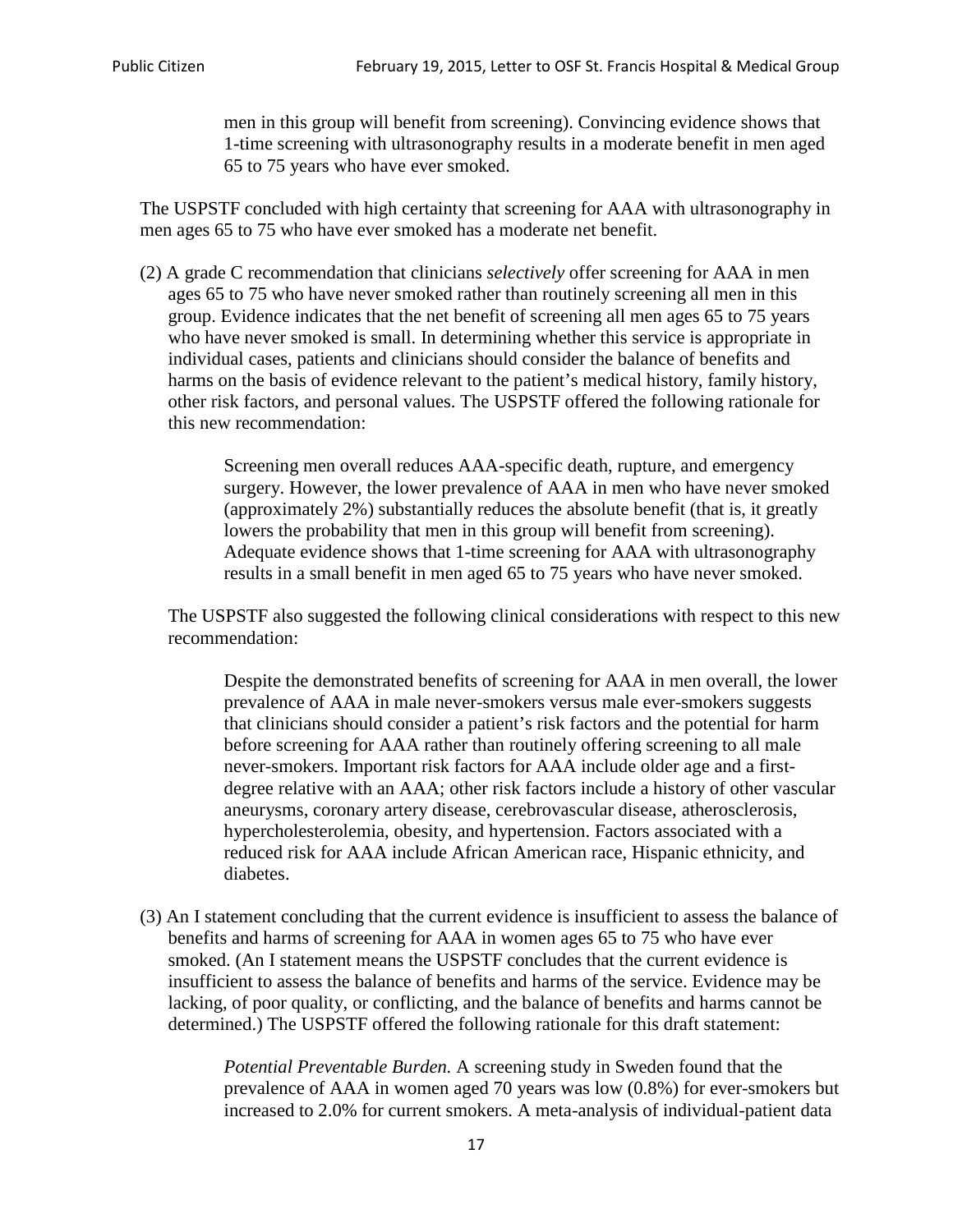> men in this group will benefit from screening). Convincing evidence shows that 1-time screening with ultrasonography results in a moderate benefit in men aged 65 to 75 years who have ever smoked.

The USPSTF concluded with high certainty that screening for AAA with ultrasonography in men ages 65 to 75 who have ever smoked has a moderate net benefit.

(2) A grade C recommendation that clinicians *selectively* offer screening for AAA in men ages 65 to 75 who have never smoked rather than routinely screening all men in this group. Evidence indicates that the net benefit of screening all men ages 65 to 75 years who have never smoked is small. In determining whether this service is appropriate in individual cases, patients and clinicians should consider the balance of benefits and harms on the basis of evidence relevant to the patient's medical history, family history, other risk factors, and personal values. The USPSTF offered the following rationale for this new recommendation:

> Screening men overall reduces AAA-specific death, rupture, and emergency surgery. However, the lower prevalence of AAA in men who have never smoked (approximately 2%) substantially reduces the absolute benefit (that is, it greatly lowers the probability that men in this group will benefit from screening). Adequate evidence shows that 1-time screening for AAA with ultrasonography results in a small benefit in men aged 65 to 75 years who have never smoked.

The USPSTF also suggested the following clinical considerations with respect to this new recommendation:

> Despite the demonstrated benefits of screening for AAA in men overall, the lower prevalence of AAA in male never-smokers versus male ever-smokers suggests that clinicians should consider a patient's risk factors and the potential for harm before screening for AAA rather than routinely offering screening to all male never-smokers. Important risk factors for AAA include older age and a first-degree relative with an AAA; other risk factors include a history of other vascular aneurysms, coronary artery disease, cerebrovascular disease, atherosclerosis, hypercholesterolemia, obesity, and hypertension. Factors associated with a reduced risk for AAA include African American race, Hispanic ethnicity, and diabetes.

(3) An I statement concluding that the current evidence is insufficient to assess the balance of benefits and harms of screening for AAA in women ages 65 to 75 who have ever smoked. (An I statement means the USPSTF concludes that the current evidence is insufficient to assess the balance of benefits and harms of the service. Evidence may be lacking, of poor quality, or conflicting, and the balance of benefits and harms cannot be determined.) The USPSTF offered the following rationale for this draft statement:

> *Potential Preventable Burden.* A screening study in Sweden found that the prevalence of AAA in women aged 70 years was low (0.8%) for ever-smokers but increased to 2.0% for current smokers. A meta-analysis of individual-patient data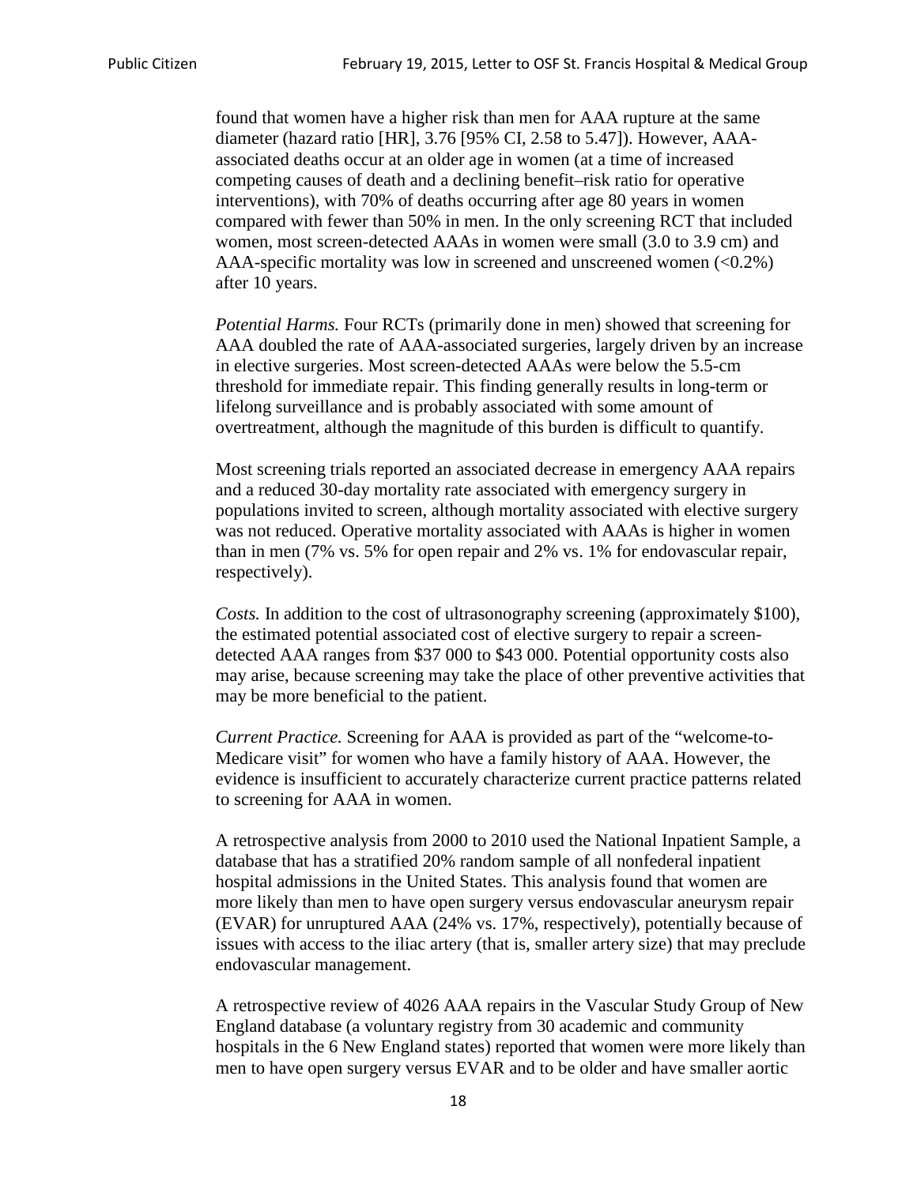found that women have a higher risk than men for AAA rupture at the same diameter (hazard ratio [HR], 3.76 [95% CI, 2.58 to 5.47]). However, AAA-associated deaths occur at an older age in women (at a time of increased competing causes of death and a declining benefit–risk ratio for operative interventions), with 70% of deaths occurring after age 80 years in women compared with fewer than 50% in men. In the only screening RCT that included women, most screen-detected AAAs in women were small (3.0 to 3.9 cm) and AAA-specific mortality was low in screened and unscreened women (<0.2%) after 10 years.

*Potential Harms.* Four RCTs (primarily done in men) showed that screening for AAA doubled the rate of AAA-associated surgeries, largely driven by an increase in elective surgeries. Most screen-detected AAAs were below the 5.5-cm threshold for immediate repair. This finding generally results in long-term or lifelong surveillance and is probably associated with some amount of overtreatment, although the magnitude of this burden is difficult to quantify.

Most screening trials reported an associated decrease in emergency AAA repairs and a reduced 30-day mortality rate associated with emergency surgery in populations invited to screen, although mortality associated with elective surgery was not reduced. Operative mortality associated with AAAs is higher in women than in men (7% vs. 5% for open repair and 2% vs. 1% for endovascular repair, respectively).

*Costs.* In addition to the cost of ultrasonography screening (approximately $100), the estimated potential associated cost of elective surgery to repair a screen-detected AAA ranges from $37 000 to $43 000. Potential opportunity costs also may arise, because screening may take the place of other preventive activities that may be more beneficial to the patient.

*Current Practice.* Screening for AAA is provided as part of the "welcome-to-Medicare visit" for women who have a family history of AAA. However, the evidence is insufficient to accurately characterize current practice patterns related to screening for AAA in women.

A retrospective analysis from 2000 to 2010 used the National Inpatient Sample, a database that has a stratified 20% random sample of all nonfederal inpatient hospital admissions in the United States. This analysis found that women are more likely than men to have open surgery versus endovascular aneurysm repair (EVAR) for unruptured AAA (24% vs. 17%, respectively), potentially because of issues with access to the iliac artery (that is, smaller artery size) that may preclude endovascular management.

A retrospective review of 4026 AAA repairs in the Vascular Study Group of New England database (a voluntary registry from 30 academic and community hospitals in the 6 New England states) reported that women were more likely than men to have open surgery versus EVAR and to be older and have smaller aortic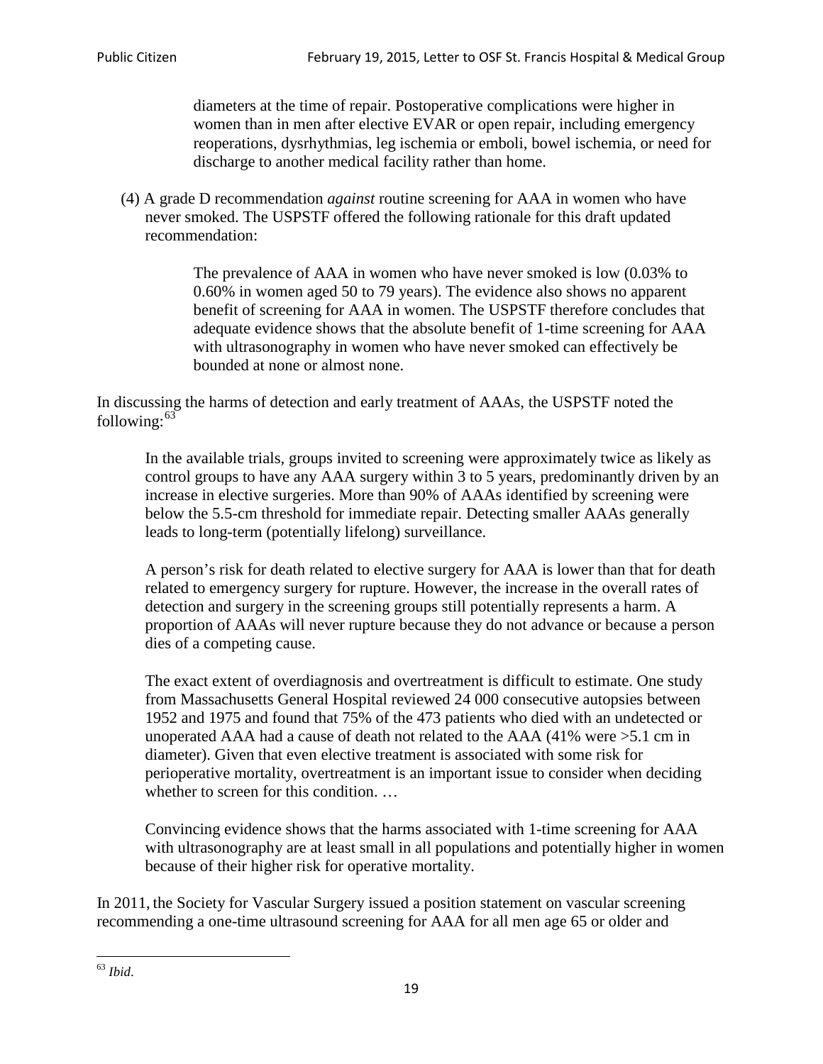> diameters at the time of repair. Postoperative complications were higher in women than in men after elective EVAR or open repair, including emergency reoperations, dysrhythmias, leg ischemia or emboli, bowel ischemia, or need for discharge to another medical facility rather than home.

(4) A grade D recommendation *against* routine screening for AAA in women who have never smoked. The USPSTF offered the following rationale for this draft updated recommendation:

> The prevalence of AAA in women who have never smoked is low (0.03% to 0.60% in women aged 50 to 79 years). The evidence also shows no apparent benefit of screening for AAA in women. The USPSTF therefore concludes that adequate evidence shows that the absolute benefit of 1-time screening for AAA with ultrasonography in women who have never smoked can effectively be bounded at none or almost none.

In discussing the harms of detection and early treatment of AAAs, the USPSTF noted the following:[63]

> In the available trials, groups invited to screening were approximately twice as likely as control groups to have any AAA surgery within 3 to 5 years, predominantly driven by an increase in elective surgeries. More than 90% of AAAs identified by screening were below the 5.5-cm threshold for immediate repair. Detecting smaller AAAs generally leads to long-term (potentially lifelong) surveillance.
>
> A person's risk for death related to elective surgery for AAA is lower than that for death related to emergency surgery for rupture. However, the increase in the overall rates of detection and surgery in the screening groups still potentially represents a harm. A proportion of AAAs will never rupture because they do not advance or because a person dies of a competing cause.
>
> The exact extent of overdiagnosis and overtreatment is difficult to estimate. One study from Massachusetts General Hospital reviewed 24 000 consecutive autopsies between 1952 and 1975 and found that 75% of the 473 patients who died with an undetected or unoperated AAA had a cause of death not related to the AAA (41% were >5.1 cm in diameter). Given that even elective treatment is associated with some risk for perioperative mortality, overtreatment is an important issue to consider when deciding whether to screen for this condition. …
>
> Convincing evidence shows that the harms associated with 1-time screening for AAA with ultrasonography are at least small in all populations and potentially higher in women because of their higher risk for operative mortality.

In 2011, the Society for Vascular Surgery issued a position statement on vascular screening recommending a one-time ultrasound screening for AAA for all men age 65 or older and

---

[63] *Ibid*.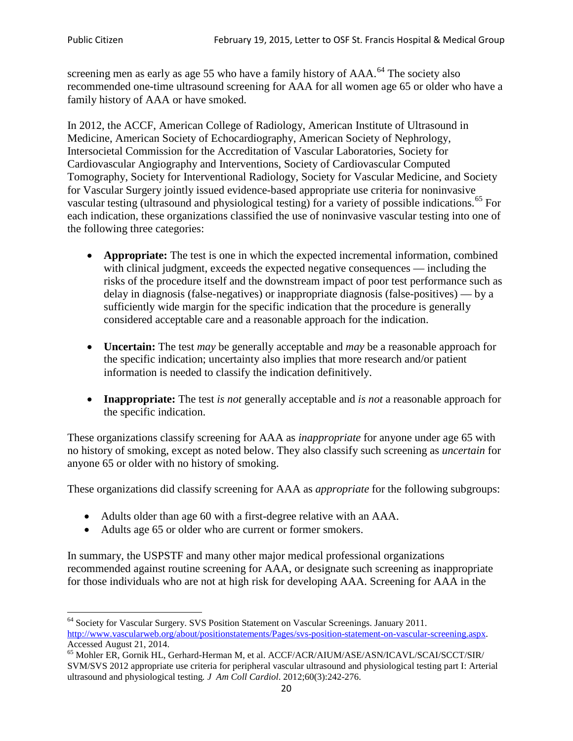screening men as early as age 55 who have a family history of AAA.[64] The society also recommended one-time ultrasound screening for AAA for all women age 65 or older who have a family history of AAA or have smoked.

In 2012, the ACCF, American College of Radiology, American Institute of Ultrasound in Medicine, American Society of Echocardiography, American Society of Nephrology, Intersocietal Commission for the Accreditation of Vascular Laboratories, Society for Cardiovascular Angiography and Interventions, Society of Cardiovascular Computed Tomography, Society for Interventional Radiology, Society for Vascular Medicine, and Society for Vascular Surgery jointly issued evidence-based appropriate use criteria for noninvasive vascular testing (ultrasound and physiological testing) for a variety of possible indications.[65] For each indication, these organizations classified the use of noninvasive vascular testing into one of the following three categories:

- **Appropriate:** The test is one in which the expected incremental information, combined with clinical judgment, exceeds the expected negative consequences — including the risks of the procedure itself and the downstream impact of poor test performance such as delay in diagnosis (false-negatives) or inappropriate diagnosis (false-positives) — by a sufficiently wide margin for the specific indication that the procedure is generally considered acceptable care and a reasonable approach for the indication.
- **Uncertain:** The test *may* be generally acceptable and *may* be a reasonable approach for the specific indication; uncertainty also implies that more research and/or patient information is needed to classify the indication definitively.
- **Inappropriate:** The test *is not* generally acceptable and *is not* a reasonable approach for the specific indication.

These organizations classify screening for AAA as *inappropriate* for anyone under age 65 with no history of smoking, except as noted below. They also classify such screening as *uncertain* for anyone 65 or older with no history of smoking.

These organizations did classify screening for AAA as *appropriate* for the following subgroups:

- Adults older than age 60 with a first-degree relative with an AAA.
- Adults age 65 or older who are current or former smokers.

In summary, the USPSTF and many other major medical professional organizations recommended against routine screening for AAA, or designate such screening as inappropriate for those individuals who are not at high risk for developing AAA. Screening for AAA in the

---

[64] Society for Vascular Surgery. SVS Position Statement on Vascular Screenings. January 2011. http://www.vascularweb.org/about/positionstatements/Pages/svs-position-statement-on-vascular-screening.aspx. Accessed August 21, 2014.

[65] Mohler ER, Gornik HL, Gerhard-Herman M, et al. ACCF/ACR/AIUM/ASE/ASN/ICAVL/SCAI/SCCT/SIR/SVM/SVS 2012 appropriate use criteria for peripheral vascular ultrasound and physiological testing part I: Arterial ultrasound and physiological testing. *J Am Coll Cardiol*. 2012;60(3):242-276.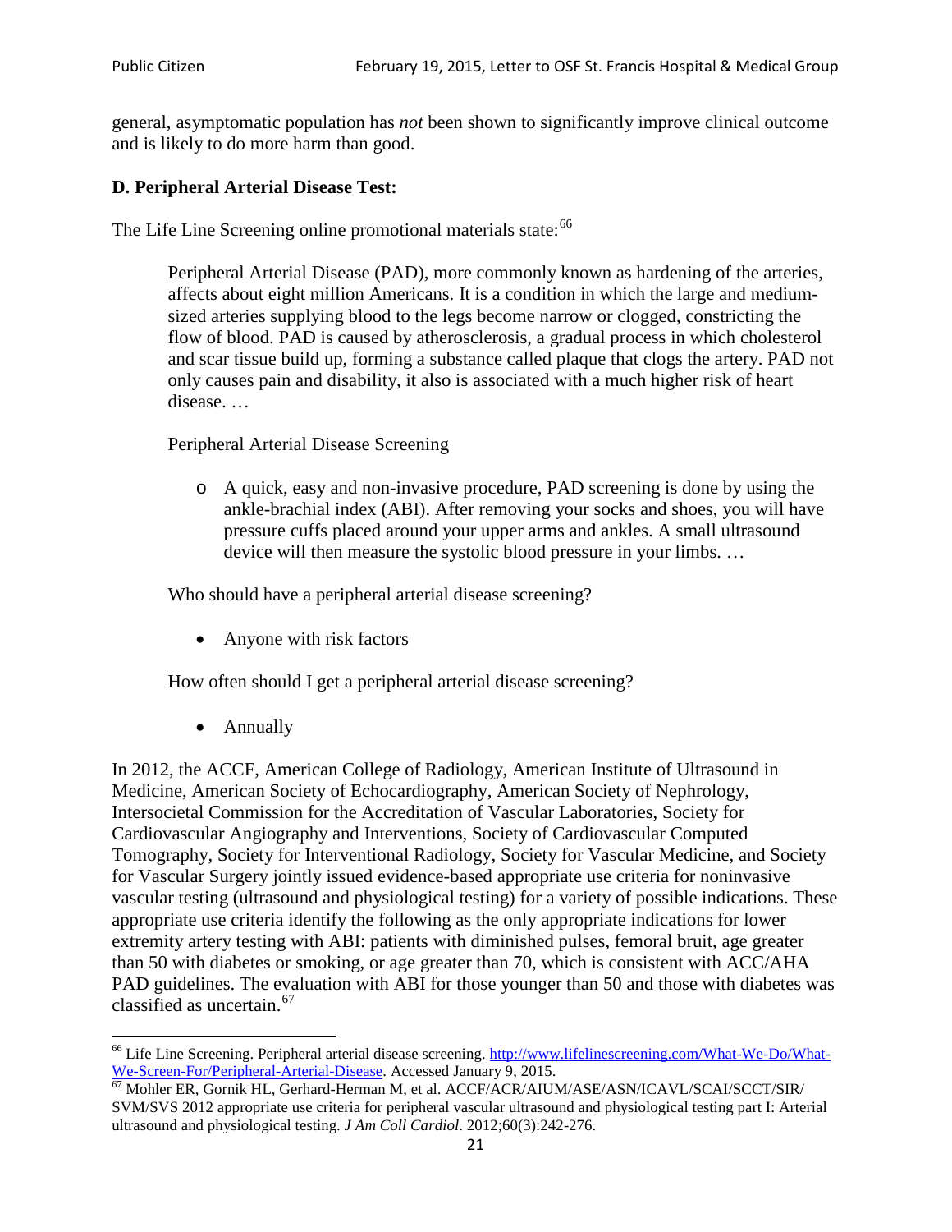general, asymptomatic population has *not* been shown to significantly improve clinical outcome and is likely to do more harm than good.

**D. Peripheral Arterial Disease Test:**

The Life Line Screening online promotional materials state:[66]

> Peripheral Arterial Disease (PAD), more commonly known as hardening of the arteries, affects about eight million Americans. It is a condition in which the large and medium-sized arteries supplying blood to the legs become narrow or clogged, constricting the flow of blood. PAD is caused by atherosclerosis, a gradual process in which cholesterol and scar tissue build up, forming a substance called plaque that clogs the artery. PAD not only causes pain and disability, it also is associated with a much higher risk of heart disease. …
>
> Peripheral Arterial Disease Screening
>
> - A quick, easy and non-invasive procedure, PAD screening is done by using the ankle-brachial index (ABI). After removing your socks and shoes, you will have pressure cuffs placed around your upper arms and ankles. A small ultrasound device will then measure the systolic blood pressure in your limbs. …
>
> Who should have a peripheral arterial disease screening?
>
> - Anyone with risk factors
>
> How often should I get a peripheral arterial disease screening?
>
> - Annually

In 2012, the ACCF, American College of Radiology, American Institute of Ultrasound in Medicine, American Society of Echocardiography, American Society of Nephrology, Intersocietal Commission for the Accreditation of Vascular Laboratories, Society for Cardiovascular Angiography and Interventions, Society of Cardiovascular Computed Tomography, Society for Interventional Radiology, Society for Vascular Medicine, and Society for Vascular Surgery jointly issued evidence-based appropriate use criteria for noninvasive vascular testing (ultrasound and physiological testing) for a variety of possible indications. These appropriate use criteria identify the following as the only appropriate indications for lower extremity artery testing with ABI: patients with diminished pulses, femoral bruit, age greater than 50 with diabetes or smoking, or age greater than 70, which is consistent with ACC/AHA PAD guidelines. The evaluation with ABI for those younger than 50 and those with diabetes was classified as uncertain.[67]

---

[66] Life Line Screening. Peripheral arterial disease screening. http://www.lifelinescreening.com/What-We-Do/What-We-Screen-For/Peripheral-Arterial-Disease. Accessed January 9, 2015.

[67] Mohler ER, Gornik HL, Gerhard-Herman M, et al. ACCF/ACR/AIUM/ASE/ASN/ICAVL/SCAI/SCCT/SIR/SVM/SVS 2012 appropriate use criteria for peripheral vascular ultrasound and physiological testing part I: Arterial ultrasound and physiological testing. *J Am Coll Cardiol*. 2012;60(3):242-276.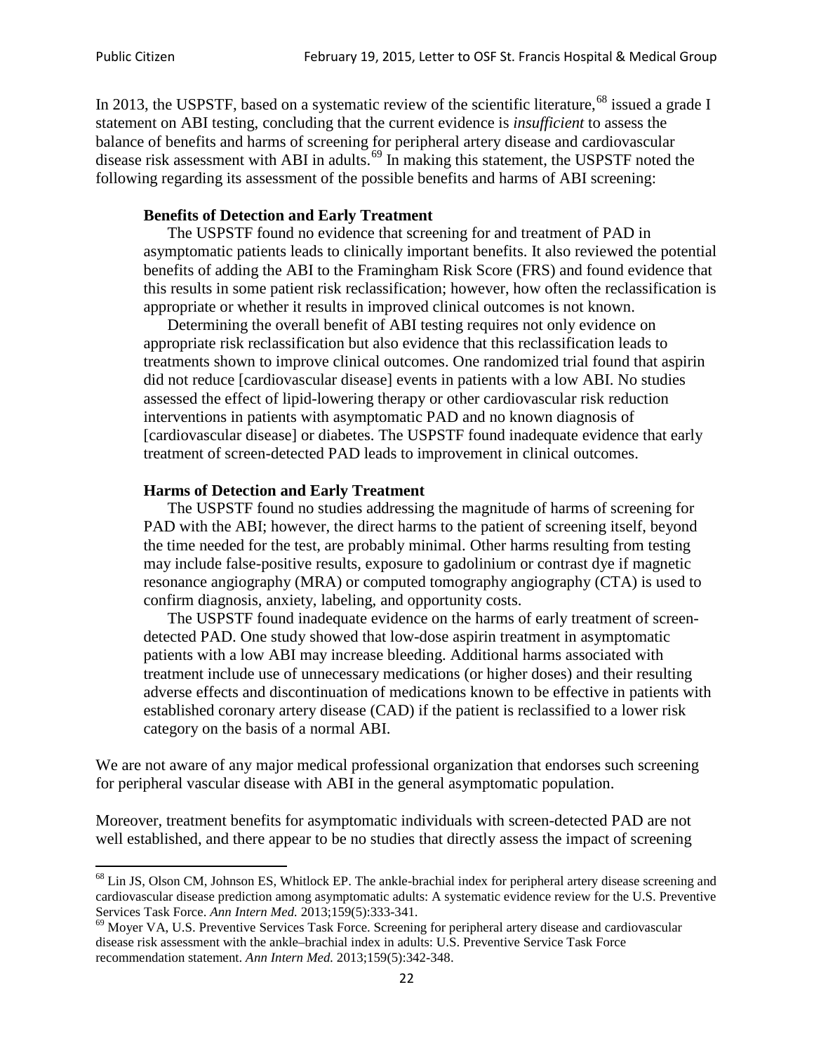In 2013, the USPSTF, based on a systematic review of the scientific literature,[68] issued a grade I statement on ABI testing, concluding that the current evidence is *insufficient* to assess the balance of benefits and harms of screening for peripheral artery disease and cardiovascular disease risk assessment with ABI in adults.[69] In making this statement, the USPSTF noted the following regarding its assessment of the possible benefits and harms of ABI screening:

> **Benefits of Detection and Early Treatment**
>
> The USPSTF found no evidence that screening for and treatment of PAD in asymptomatic patients leads to clinically important benefits. It also reviewed the potential benefits of adding the ABI to the Framingham Risk Score (FRS) and found evidence that this results in some patient risk reclassification; however, how often the reclassification is appropriate or whether it results in improved clinical outcomes is not known.
>
> Determining the overall benefit of ABI testing requires not only evidence on appropriate risk reclassification but also evidence that this reclassification leads to treatments shown to improve clinical outcomes. One randomized trial found that aspirin did not reduce [cardiovascular disease] events in patients with a low ABI. No studies assessed the effect of lipid-lowering therapy or other cardiovascular risk reduction interventions in patients with asymptomatic PAD and no known diagnosis of [cardiovascular disease] or diabetes. The USPSTF found inadequate evidence that early treatment of screen-detected PAD leads to improvement in clinical outcomes.
>
> **Harms of Detection and Early Treatment**
>
> The USPSTF found no studies addressing the magnitude of harms of screening for PAD with the ABI; however, the direct harms to the patient of screening itself, beyond the time needed for the test, are probably minimal. Other harms resulting from testing may include false-positive results, exposure to gadolinium or contrast dye if magnetic resonance angiography (MRA) or computed tomography angiography (CTA) is used to confirm diagnosis, anxiety, labeling, and opportunity costs.
>
> The USPSTF found inadequate evidence on the harms of early treatment of screen-detected PAD. One study showed that low-dose aspirin treatment in asymptomatic patients with a low ABI may increase bleeding. Additional harms associated with treatment include use of unnecessary medications (or higher doses) and their resulting adverse effects and discontinuation of medications known to be effective in patients with established coronary artery disease (CAD) if the patient is reclassified to a lower risk category on the basis of a normal ABI.

We are not aware of any major medical professional organization that endorses such screening for peripheral vascular disease with ABI in the general asymptomatic population.

Moreover, treatment benefits for asymptomatic individuals with screen-detected PAD are not well established, and there appear to be no studies that directly assess the impact of screening

---

[68] Lin JS, Olson CM, Johnson ES, Whitlock EP. The ankle-brachial index for peripheral artery disease screening and cardiovascular disease prediction among asymptomatic adults: A systematic evidence review for the U.S. Preventive Services Task Force. *Ann Intern Med.* 2013;159(5):333-341.

[69] Moyer VA, U.S. Preventive Services Task Force. Screening for peripheral artery disease and cardiovascular disease risk assessment with the ankle–brachial index in adults: U.S. Preventive Service Task Force recommendation statement. *Ann Intern Med.* 2013;159(5):342-348.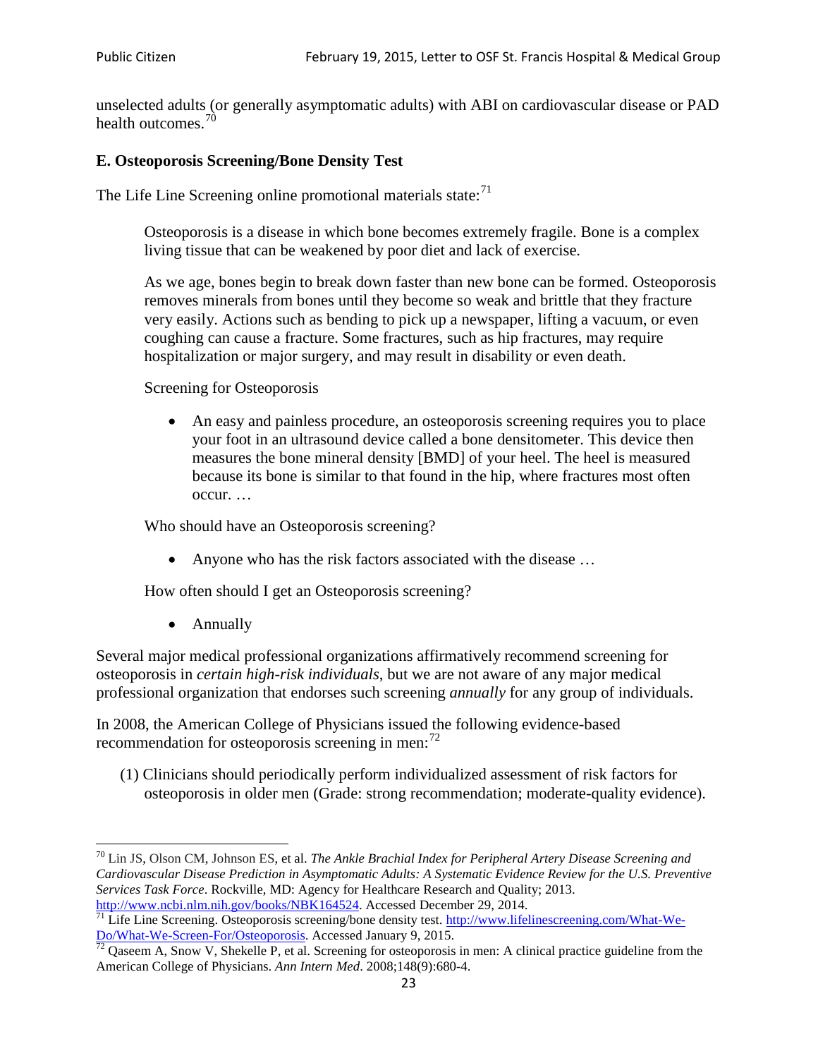unselected adults (or generally asymptomatic adults) with ABI on cardiovascular disease or PAD health outcomes.[70]

### E. Osteoporosis Screening/Bone Density Test

The Life Line Screening online promotional materials state:[71]

> Osteoporosis is a disease in which bone becomes extremely fragile. Bone is a complex living tissue that can be weakened by poor diet and lack of exercise.
>
> As we age, bones begin to break down faster than new bone can be formed. Osteoporosis removes minerals from bones until they become so weak and brittle that they fracture very easily. Actions such as bending to pick up a newspaper, lifting a vacuum, or even coughing can cause a fracture. Some fractures, such as hip fractures, may require hospitalization or major surgery, and may result in disability or even death.
>
> Screening for Osteoporosis
>
> - An easy and painless procedure, an osteoporosis screening requires you to place your foot in an ultrasound device called a bone densitometer. This device then measures the bone mineral density [BMD] of your heel. The heel is measured because its bone is similar to that found in the hip, where fractures most often occur. …
>
> Who should have an Osteoporosis screening?
>
> - Anyone who has the risk factors associated with the disease …
>
> How often should I get an Osteoporosis screening?
>
> - Annually

Several major medical professional organizations affirmatively recommend screening for osteoporosis in *certain high-risk individuals*, but we are not aware of any major medical professional organization that endorses such screening *annually* for any group of individuals.

In 2008, the American College of Physicians issued the following evidence-based recommendation for osteoporosis screening in men:[72]

> (1) Clinicians should periodically perform individualized assessment of risk factors for osteoporosis in older men (Grade: strong recommendation; moderate-quality evidence).

---

[70] Lin JS, Olson CM, Johnson ES, et al. *The Ankle Brachial Index for Peripheral Artery Disease Screening and Cardiovascular Disease Prediction in Asymptomatic Adults: A Systematic Evidence Review for the U.S. Preventive Services Task Force*. Rockville, MD: Agency for Healthcare Research and Quality; 2013. http://www.ncbi.nlm.nih.gov/books/NBK164524. Accessed December 29, 2014.

[71] Life Line Screening. Osteoporosis screening/bone density test. http://www.lifelinescreening.com/What-We-Do/What-We-Screen-For/Osteoporosis. Accessed January 9, 2015.

[72] Qaseem A, Snow V, Shekelle P, et al. Screening for osteoporosis in men: A clinical practice guideline from the American College of Physicians. *Ann Intern Med*. 2008;148(9):680-4.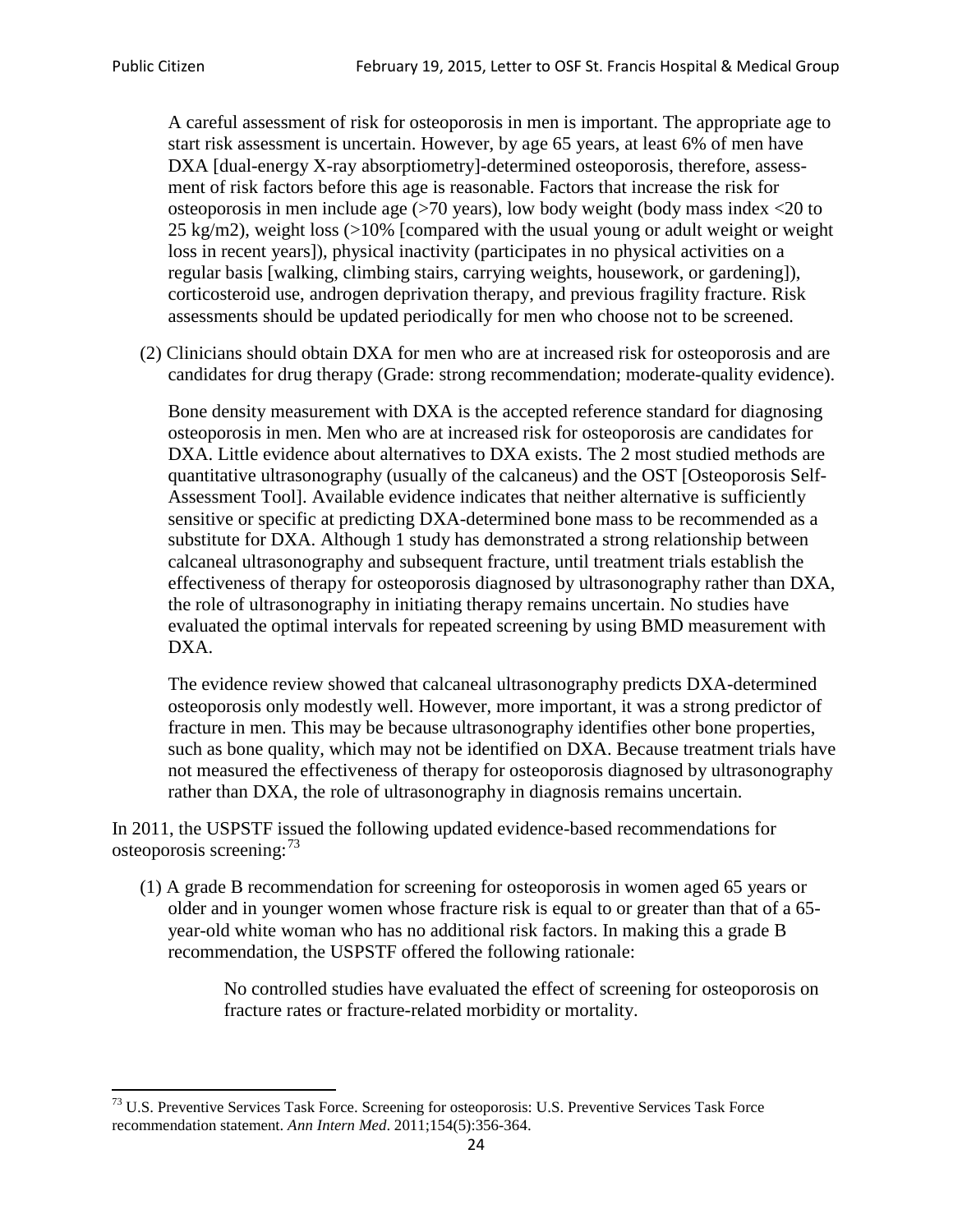A careful assessment of risk for osteoporosis in men is important. The appropriate age to start risk assessment is uncertain. However, by age 65 years, at least 6% of men have DXA [dual-energy X-ray absorptiometry]-determined osteoporosis, therefore, assessment of risk factors before this age is reasonable. Factors that increase the risk for osteoporosis in men include age (>70 years), low body weight (body mass index <20 to 25 kg/m2), weight loss (>10% [compared with the usual young or adult weight or weight loss in recent years]), physical inactivity (participates in no physical activities on a regular basis [walking, climbing stairs, carrying weights, housework, or gardening]), corticosteroid use, androgen deprivation therapy, and previous fragility fracture. Risk assessments should be updated periodically for men who choose not to be screened.

(2) Clinicians should obtain DXA for men who are at increased risk for osteoporosis and are candidates for drug therapy (Grade: strong recommendation; moderate-quality evidence).

Bone density measurement with DXA is the accepted reference standard for diagnosing osteoporosis in men. Men who are at increased risk for osteoporosis are candidates for DXA. Little evidence about alternatives to DXA exists. The 2 most studied methods are quantitative ultrasonography (usually of the calcaneus) and the OST [Osteoporosis Self-Assessment Tool]. Available evidence indicates that neither alternative is sufficiently sensitive or specific at predicting DXA-determined bone mass to be recommended as a substitute for DXA. Although 1 study has demonstrated a strong relationship between calcaneal ultrasonography and subsequent fracture, until treatment trials establish the effectiveness of therapy for osteoporosis diagnosed by ultrasonography rather than DXA, the role of ultrasonography in initiating therapy remains uncertain. No studies have evaluated the optimal intervals for repeated screening by using BMD measurement with DXA.

The evidence review showed that calcaneal ultrasonography predicts DXA-determined osteoporosis only modestly well. However, more important, it was a strong predictor of fracture in men. This may be because ultrasonography identifies other bone properties, such as bone quality, which may not be identified on DXA. Because treatment trials have not measured the effectiveness of therapy for osteoporosis diagnosed by ultrasonography rather than DXA, the role of ultrasonography in diagnosis remains uncertain.

In 2011, the USPSTF issued the following updated evidence-based recommendations for osteoporosis screening:[73]

(1) A grade B recommendation for screening for osteoporosis in women aged 65 years or older and in younger women whose fracture risk is equal to or greater than that of a 65-year-old white woman who has no additional risk factors. In making this a grade B recommendation, the USPSTF offered the following rationale:

> No controlled studies have evaluated the effect of screening for osteoporosis on fracture rates or fracture-related morbidity or mortality.

[73] U.S. Preventive Services Task Force. Screening for osteoporosis: U.S. Preventive Services Task Force recommendation statement. *Ann Intern Med*. 2011;154(5):356-364.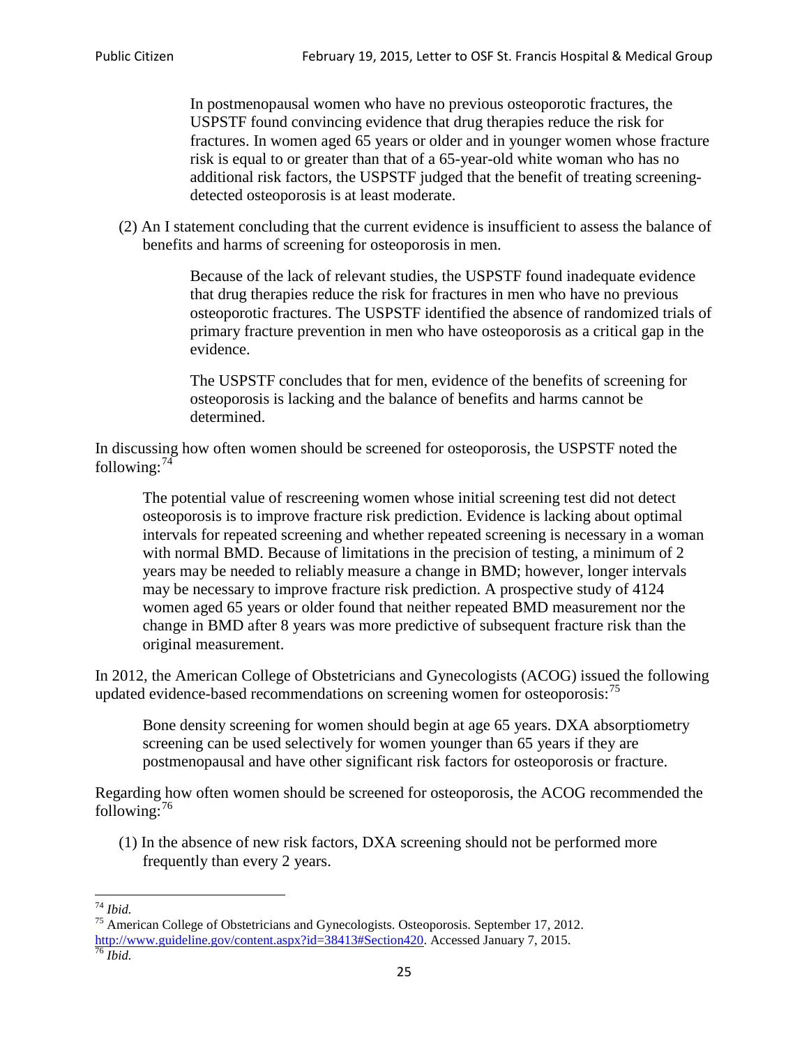> In postmenopausal women who have no previous osteoporotic fractures, the USPSTF found convincing evidence that drug therapies reduce the risk for fractures. In women aged 65 years or older and in younger women whose fracture risk is equal to or greater than that of a 65-year-old white woman who has no additional risk factors, the USPSTF judged that the benefit of treating screening-detected osteoporosis is at least moderate.

(2) An I statement concluding that the current evidence is insufficient to assess the balance of benefits and harms of screening for osteoporosis in men.

> Because of the lack of relevant studies, the USPSTF found inadequate evidence that drug therapies reduce the risk for fractures in men who have no previous osteoporotic fractures. The USPSTF identified the absence of randomized trials of primary fracture prevention in men who have osteoporosis as a critical gap in the evidence.
>
> The USPSTF concludes that for men, evidence of the benefits of screening for osteoporosis is lacking and the balance of benefits and harms cannot be determined.

In discussing how often women should be screened for osteoporosis, the USPSTF noted the following:[74]

> The potential value of rescreening women whose initial screening test did not detect osteoporosis is to improve fracture risk prediction. Evidence is lacking about optimal intervals for repeated screening and whether repeated screening is necessary in a woman with normal BMD. Because of limitations in the precision of testing, a minimum of 2 years may be needed to reliably measure a change in BMD; however, longer intervals may be necessary to improve fracture risk prediction. A prospective study of 4124 women aged 65 years or older found that neither repeated BMD measurement nor the change in BMD after 8 years was more predictive of subsequent fracture risk than the original measurement.

In 2012, the American College of Obstetricians and Gynecologists (ACOG) issued the following updated evidence-based recommendations on screening women for osteoporosis:[75]

> Bone density screening for women should begin at age 65 years. DXA absorptiometry screening can be used selectively for women younger than 65 years if they are postmenopausal and have other significant risk factors for osteoporosis or fracture.

Regarding how often women should be screened for osteoporosis, the ACOG recommended the following:[76]

(1) In the absence of new risk factors, DXA screening should not be performed more frequently than every 2 years.

---

[74] *Ibid.*

[75] American College of Obstetricians and Gynecologists. Osteoporosis. September 17, 2012. http://www.guideline.gov/content.aspx?id=38413#Section420. Accessed January 7, 2015.

[76] *Ibid.*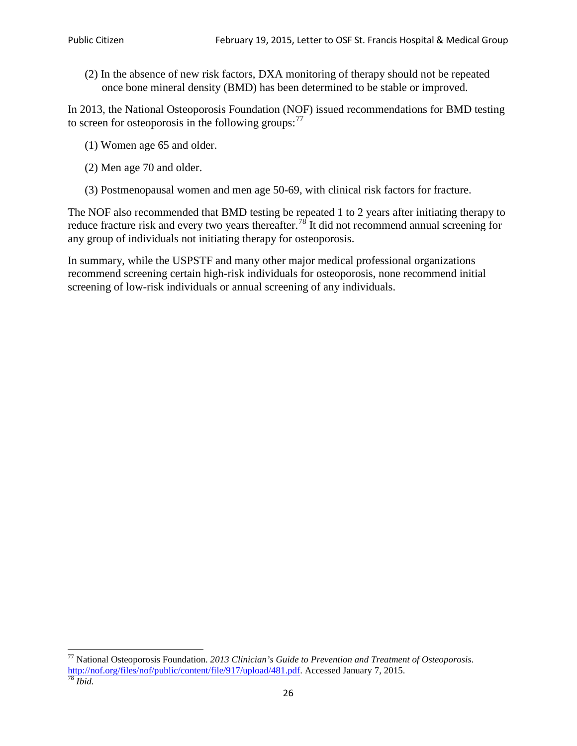(2) In the absence of new risk factors, DXA monitoring of therapy should not be repeated once bone mineral density (BMD) has been determined to be stable or improved.

In 2013, the National Osteoporosis Foundation (NOF) issued recommendations for BMD testing to screen for osteoporosis in the following groups:[77]

(1) Women age 65 and older.

(2) Men age 70 and older.

(3) Postmenopausal women and men age 50-69, with clinical risk factors for fracture.

The NOF also recommended that BMD testing be repeated 1 to 2 years after initiating therapy to reduce fracture risk and every two years thereafter.[78] It did not recommend annual screening for any group of individuals not initiating therapy for osteoporosis.

In summary, while the USPSTF and many other major medical professional organizations recommend screening certain high-risk individuals for osteoporosis, none recommend initial screening of low-risk individuals or annual screening of any individuals.

---

[77] National Osteoporosis Foundation. *2013 Clinician's Guide to Prevention and Treatment of Osteoporosis.* http://nof.org/files/nof/public/content/file/917/upload/481.pdf. Accessed January 7, 2015.

[78] *Ibid.*